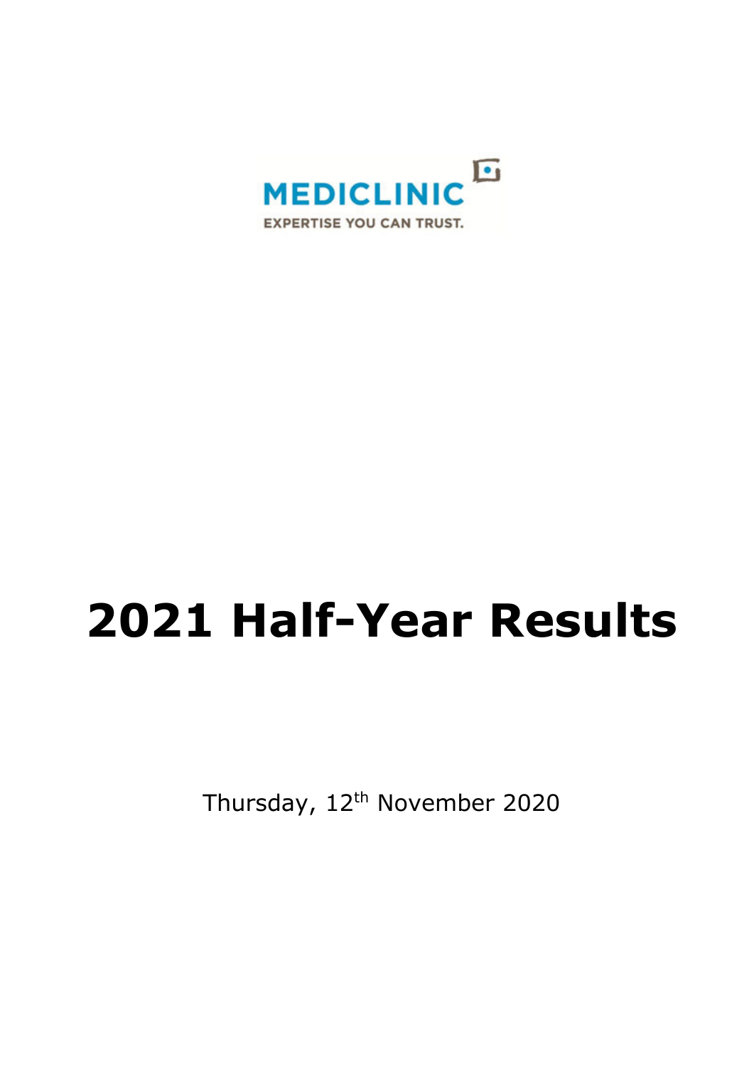MEDICLINIC

EXPERTISE YOU CAN TRUST.

# 2021 Half-Year Results

Thursday, 12th November 2020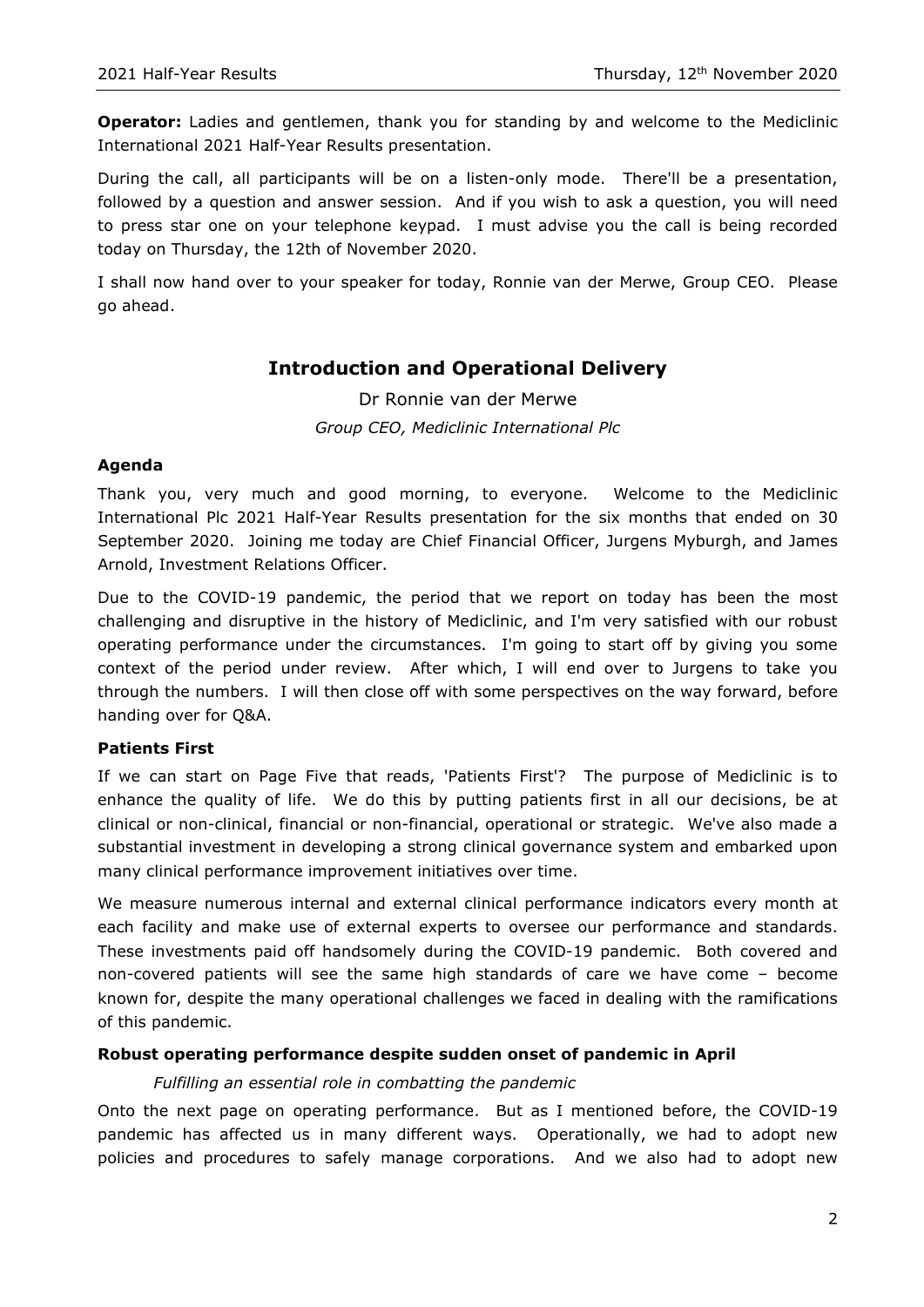**Operator:** Ladies and gentlemen, thank you for standing by and welcome to the Mediclinic International 2021 Half-Year Results presentation.

During the call, all participants will be on a listen-only mode. There'll be a presentation, followed by a question and answer session. And if you wish to ask a question, you will need to press star one on your telephone keypad. I must advise you the call is being recorded today on Thursday, the 12th of November 2020.

I shall now hand over to your speaker for today, Ronnie van der Merwe, Group CEO. Please go ahead.

## Introduction and Operational Delivery

Dr Ronnie van der Merwe

*Group CEO, Mediclinic International Plc*

### Agenda

Thank you, very much and good morning, to everyone. Welcome to the Mediclinic International Plc 2021 Half-Year Results presentation for the six months that ended on 30 September 2020. Joining me today are Chief Financial Officer, Jurgens Myburgh, and James Arnold, Investment Relations Officer.

Due to the COVID-19 pandemic, the period that we report on today has been the most challenging and disruptive in the history of Mediclinic, and I'm very satisfied with our robust operating performance under the circumstances. I'm going to start off by giving you some context of the period under review. After which, I will end over to Jurgens to take you through the numbers. I will then close off with some perspectives on the way forward, before handing over for Q&A.

### Patients First

If we can start on Page Five that reads, 'Patients First'? The purpose of Mediclinic is to enhance the quality of life. We do this by putting patients first in all our decisions, be at clinical or non-clinical, financial or non-financial, operational or strategic. We've also made a substantial investment in developing a strong clinical governance system and embarked upon many clinical performance improvement initiatives over time.

We measure numerous internal and external clinical performance indicators every month at each facility and make use of external experts to oversee our performance and standards. These investments paid off handsomely during the COVID-19 pandemic. Both covered and non-covered patients will see the same high standards of care we have come – become known for, despite the many operational challenges we faced in dealing with the ramifications of this pandemic.

### Robust operating performance despite sudden onset of pandemic in April

*Fulfilling an essential role in combatting the pandemic*

Onto the next page on operating performance. But as I mentioned before, the COVID-19 pandemic has affected us in many different ways. Operationally, we had to adopt new policies and procedures to safely manage corporations. And we also had to adopt new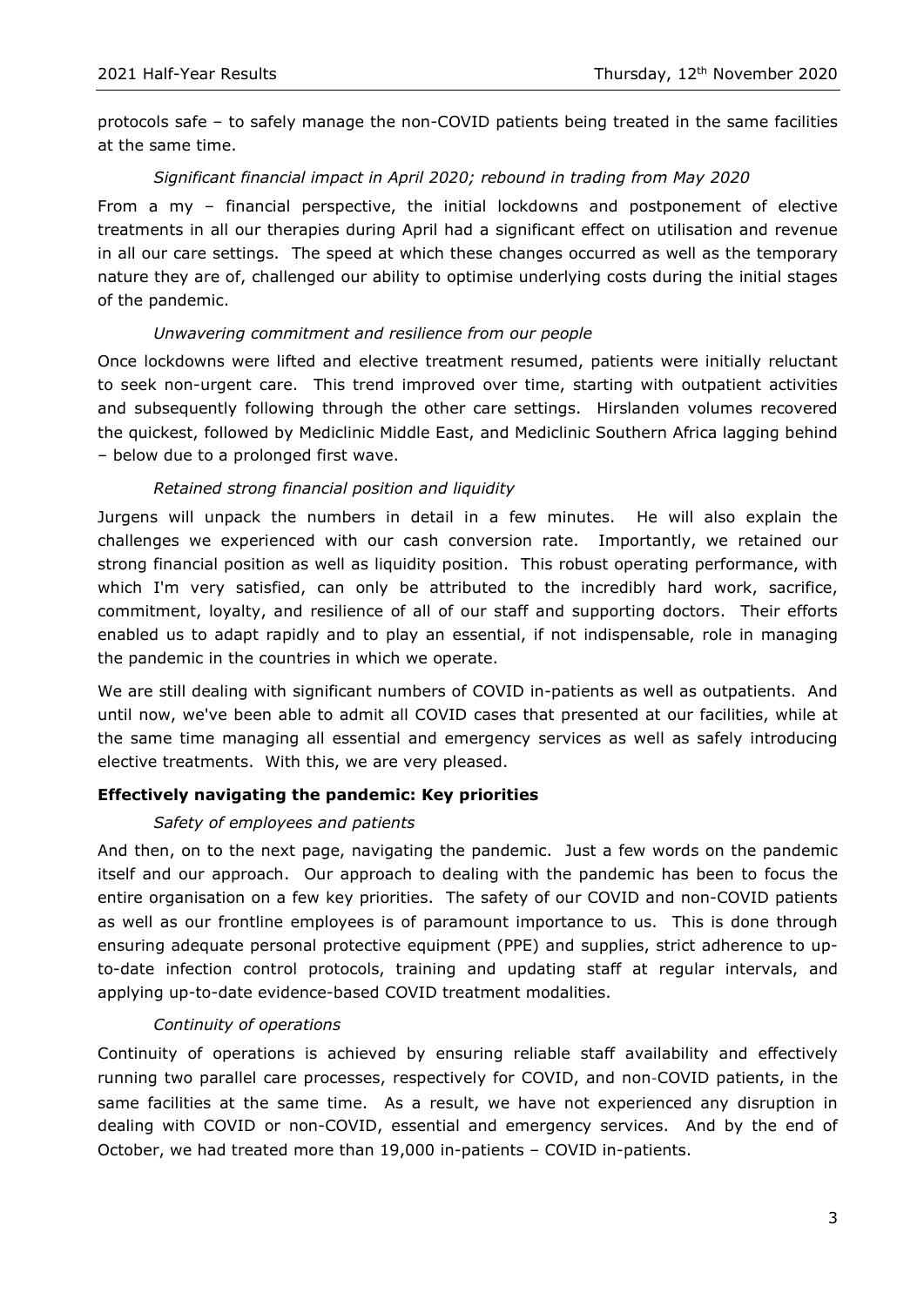protocols safe – to safely manage the non-COVID patients being treated in the same facilities at the same time.

*Significant financial impact in April 2020; rebound in trading from May 2020*

From a my – financial perspective, the initial lockdowns and postponement of elective treatments in all our therapies during April had a significant effect on utilisation and revenue in all our care settings. The speed at which these changes occurred as well as the temporary nature they are of, challenged our ability to optimise underlying costs during the initial stages of the pandemic.

*Unwavering commitment and resilience from our people*

Once lockdowns were lifted and elective treatment resumed, patients were initially reluctant to seek non-urgent care. This trend improved over time, starting with outpatient activities and subsequently following through the other care settings. Hirslanden volumes recovered the quickest, followed by Mediclinic Middle East, and Mediclinic Southern Africa lagging behind – below due to a prolonged first wave.

*Retained strong financial position and liquidity*

Jurgens will unpack the numbers in detail in a few minutes. He will also explain the challenges we experienced with our cash conversion rate. Importantly, we retained our strong financial position as well as liquidity position. This robust operating performance, with which I'm very satisfied, can only be attributed to the incredibly hard work, sacrifice, commitment, loyalty, and resilience of all of our staff and supporting doctors. Their efforts enabled us to adapt rapidly and to play an essential, if not indispensable, role in managing the pandemic in the countries in which we operate.

We are still dealing with significant numbers of COVID in-patients as well as outpatients. And until now, we've been able to admit all COVID cases that presented at our facilities, while at the same time managing all essential and emergency services as well as safely introducing elective treatments. With this, we are very pleased.

**Effectively navigating the pandemic: Key priorities**

*Safety of employees and patients*

And then, on to the next page, navigating the pandemic. Just a few words on the pandemic itself and our approach. Our approach to dealing with the pandemic has been to focus the entire organisation on a few key priorities. The safety of our COVID and non-COVID patients as well as our frontline employees is of paramount importance to us. This is done through ensuring adequate personal protective equipment (PPE) and supplies, strict adherence to up-to-date infection control protocols, training and updating staff at regular intervals, and applying up-to-date evidence-based COVID treatment modalities.

*Continuity of operations*

Continuity of operations is achieved by ensuring reliable staff availability and effectively running two parallel care processes, respectively for COVID, and non-COVID patients, in the same facilities at the same time. As a result, we have not experienced any disruption in dealing with COVID or non-COVID, essential and emergency services. And by the end of October, we had treated more than 19,000 in-patients – COVID in-patients.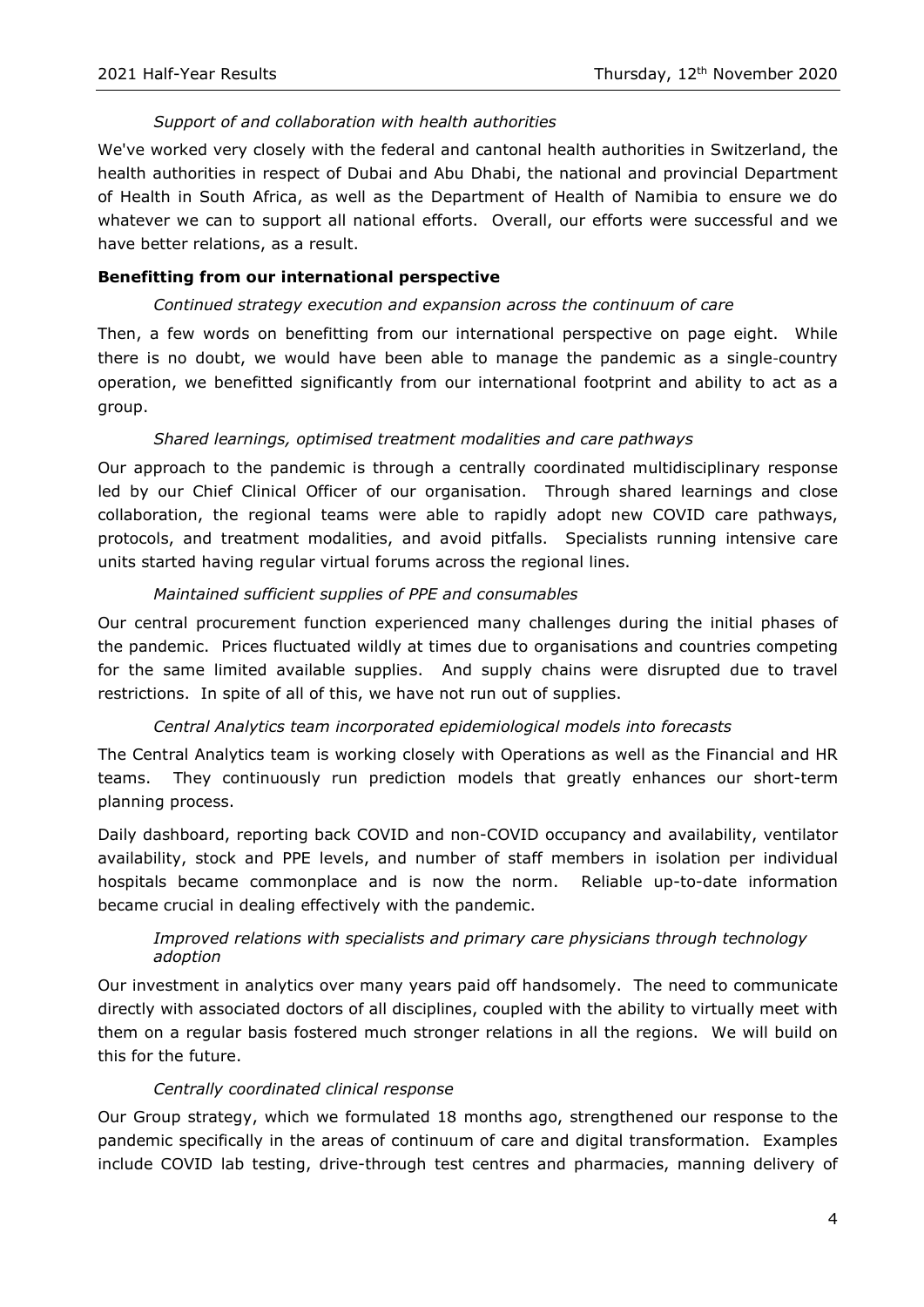*Support of and collaboration with health authorities*

We've worked very closely with the federal and cantonal health authorities in Switzerland, the health authorities in respect of Dubai and Abu Dhabi, the national and provincial Department of Health in South Africa, as well as the Department of Health of Namibia to ensure we do whatever we can to support all national efforts. Overall, our efforts were successful and we have better relations, as a result.

**Benefitting from our international perspective**

*Continued strategy execution and expansion across the continuum of care*

Then, a few words on benefitting from our international perspective on page eight. While there is no doubt, we would have been able to manage the pandemic as a single-country operation, we benefitted significantly from our international footprint and ability to act as a group.

*Shared learnings, optimised treatment modalities and care pathways*

Our approach to the pandemic is through a centrally coordinated multidisciplinary response led by our Chief Clinical Officer of our organisation. Through shared learnings and close collaboration, the regional teams were able to rapidly adopt new COVID care pathways, protocols, and treatment modalities, and avoid pitfalls. Specialists running intensive care units started having regular virtual forums across the regional lines.

*Maintained sufficient supplies of PPE and consumables*

Our central procurement function experienced many challenges during the initial phases of the pandemic. Prices fluctuated wildly at times due to organisations and countries competing for the same limited available supplies. And supply chains were disrupted due to travel restrictions. In spite of all of this, we have not run out of supplies.

*Central Analytics team incorporated epidemiological models into forecasts*

The Central Analytics team is working closely with Operations as well as the Financial and HR teams. They continuously run prediction models that greatly enhances our short-term planning process.

Daily dashboard, reporting back COVID and non-COVID occupancy and availability, ventilator availability, stock and PPE levels, and number of staff members in isolation per individual hospitals became commonplace and is now the norm. Reliable up-to-date information became crucial in dealing effectively with the pandemic.

*Improved relations with specialists and primary care physicians through technology adoption*

Our investment in analytics over many years paid off handsomely. The need to communicate directly with associated doctors of all disciplines, coupled with the ability to virtually meet with them on a regular basis fostered much stronger relations in all the regions. We will build on this for the future.

*Centrally coordinated clinical response*

Our Group strategy, which we formulated 18 months ago, strengthened our response to the pandemic specifically in the areas of continuum of care and digital transformation. Examples include COVID lab testing, drive-through test centres and pharmacies, manning delivery of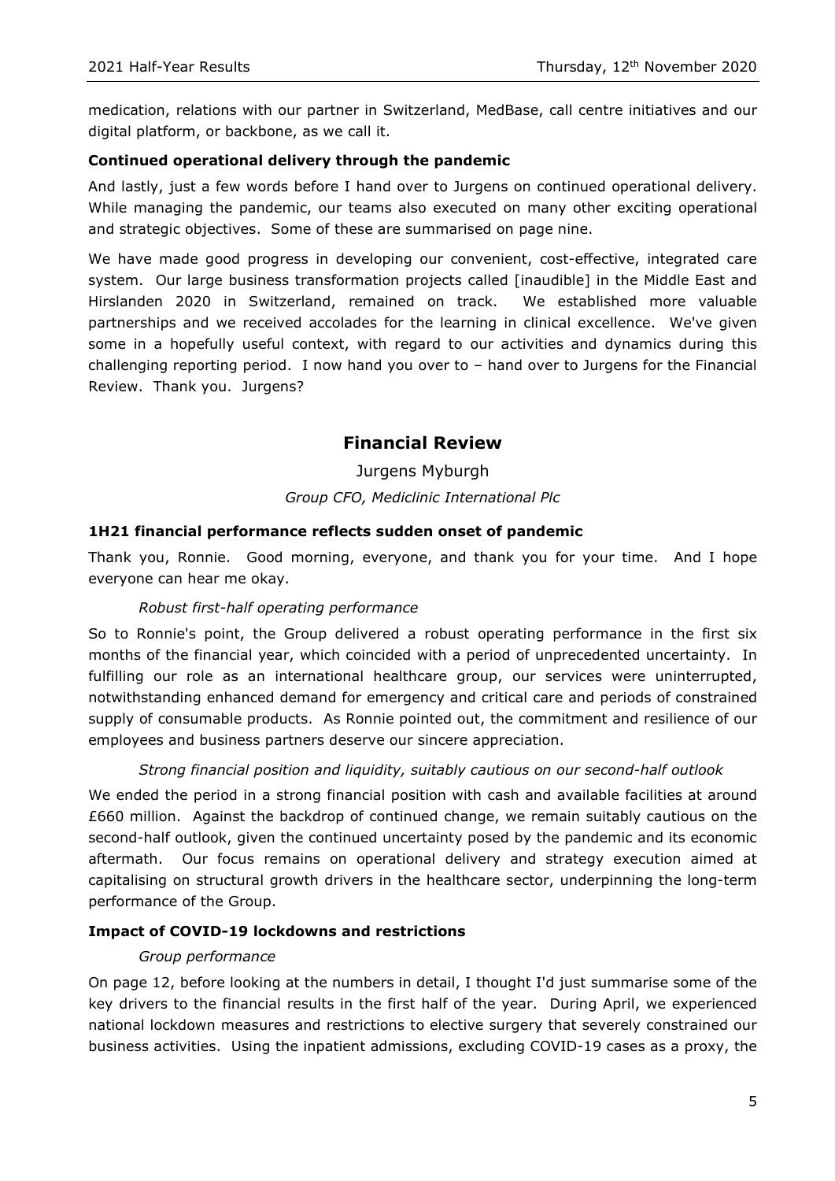medication, relations with our partner in Switzerland, MedBase, call centre initiatives and our digital platform, or backbone, as we call it.

**Continued operational delivery through the pandemic**

And lastly, just a few words before I hand over to Jurgens on continued operational delivery. While managing the pandemic, our teams also executed on many other exciting operational and strategic objectives. Some of these are summarised on page nine.

We have made good progress in developing our convenient, cost-effective, integrated care system. Our large business transformation projects called [inaudible] in the Middle East and Hirslanden 2020 in Switzerland, remained on track. We established more valuable partnerships and we received accolades for the learning in clinical excellence. We've given some in a hopefully useful context, with regard to our activities and dynamics during this challenging reporting period. I now hand you over to – hand over to Jurgens for the Financial Review. Thank you. Jurgens?

## Financial Review

Jurgens Myburgh

*Group CFO, Mediclinic International Plc*

**1H21 financial performance reflects sudden onset of pandemic**

Thank you, Ronnie. Good morning, everyone, and thank you for your time. And I hope everyone can hear me okay.

*Robust first-half operating performance*

So to Ronnie's point, the Group delivered a robust operating performance in the first six months of the financial year, which coincided with a period of unprecedented uncertainty. In fulfilling our role as an international healthcare group, our services were uninterrupted, notwithstanding enhanced demand for emergency and critical care and periods of constrained supply of consumable products. As Ronnie pointed out, the commitment and resilience of our employees and business partners deserve our sincere appreciation.

*Strong financial position and liquidity, suitably cautious on our second-half outlook*

We ended the period in a strong financial position with cash and available facilities at around £660 million. Against the backdrop of continued change, we remain suitably cautious on the second-half outlook, given the continued uncertainty posed by the pandemic and its economic aftermath. Our focus remains on operational delivery and strategy execution aimed at capitalising on structural growth drivers in the healthcare sector, underpinning the long-term performance of the Group.

**Impact of COVID-19 lockdowns and restrictions**

*Group performance*

On page 12, before looking at the numbers in detail, I thought I'd just summarise some of the key drivers to the financial results in the first half of the year. During April, we experienced national lockdown measures and restrictions to elective surgery that severely constrained our business activities. Using the inpatient admissions, excluding COVID-19 cases as a proxy, the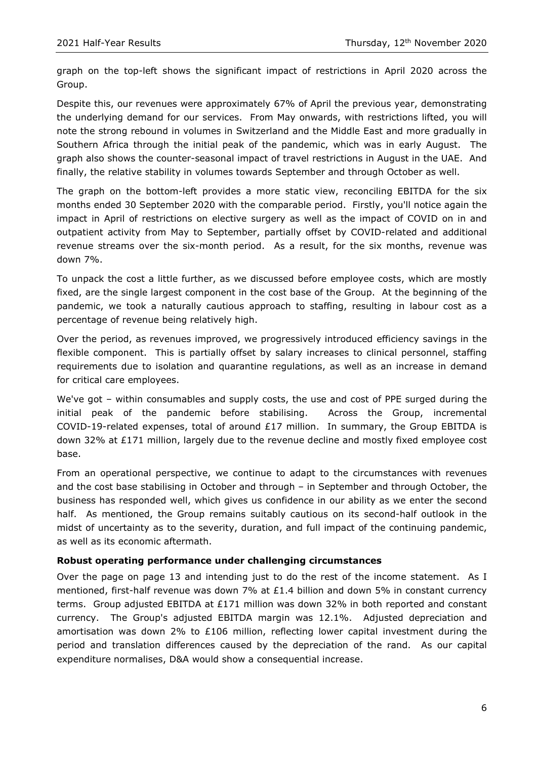graph on the top-left shows the significant impact of restrictions in April 2020 across the Group.

Despite this, our revenues were approximately 67% of April the previous year, demonstrating the underlying demand for our services. From May onwards, with restrictions lifted, you will note the strong rebound in volumes in Switzerland and the Middle East and more gradually in Southern Africa through the initial peak of the pandemic, which was in early August. The graph also shows the counter-seasonal impact of travel restrictions in August in the UAE. And finally, the relative stability in volumes towards September and through October as well.

The graph on the bottom-left provides a more static view, reconciling EBITDA for the six months ended 30 September 2020 with the comparable period. Firstly, you'll notice again the impact in April of restrictions on elective surgery as well as the impact of COVID on in and outpatient activity from May to September, partially offset by COVID-related and additional revenue streams over the six-month period. As a result, for the six months, revenue was down 7%.

To unpack the cost a little further, as we discussed before employee costs, which are mostly fixed, are the single largest component in the cost base of the Group. At the beginning of the pandemic, we took a naturally cautious approach to staffing, resulting in labour cost as a percentage of revenue being relatively high.

Over the period, as revenues improved, we progressively introduced efficiency savings in the flexible component. This is partially offset by salary increases to clinical personnel, staffing requirements due to isolation and quarantine regulations, as well as an increase in demand for critical care employees.

We've got – within consumables and supply costs, the use and cost of PPE surged during the initial peak of the pandemic before stabilising. Across the Group, incremental COVID-19-related expenses, total of around £17 million. In summary, the Group EBITDA is down 32% at £171 million, largely due to the revenue decline and mostly fixed employee cost base.

From an operational perspective, we continue to adapt to the circumstances with revenues and the cost base stabilising in October and through – in September and through October, the business has responded well, which gives us confidence in our ability as we enter the second half. As mentioned, the Group remains suitably cautious on its second-half outlook in the midst of uncertainty as to the severity, duration, and full impact of the continuing pandemic, as well as its economic aftermath.

**Robust operating performance under challenging circumstances**

Over the page on page 13 and intending just to do the rest of the income statement. As I mentioned, first-half revenue was down 7% at £1.4 billion and down 5% in constant currency terms. Group adjusted EBITDA at £171 million was down 32% in both reported and constant currency. The Group's adjusted EBITDA margin was 12.1%. Adjusted depreciation and amortisation was down 2% to £106 million, reflecting lower capital investment during the period and translation differences caused by the depreciation of the rand. As our capital expenditure normalises, D&A would show a consequential increase.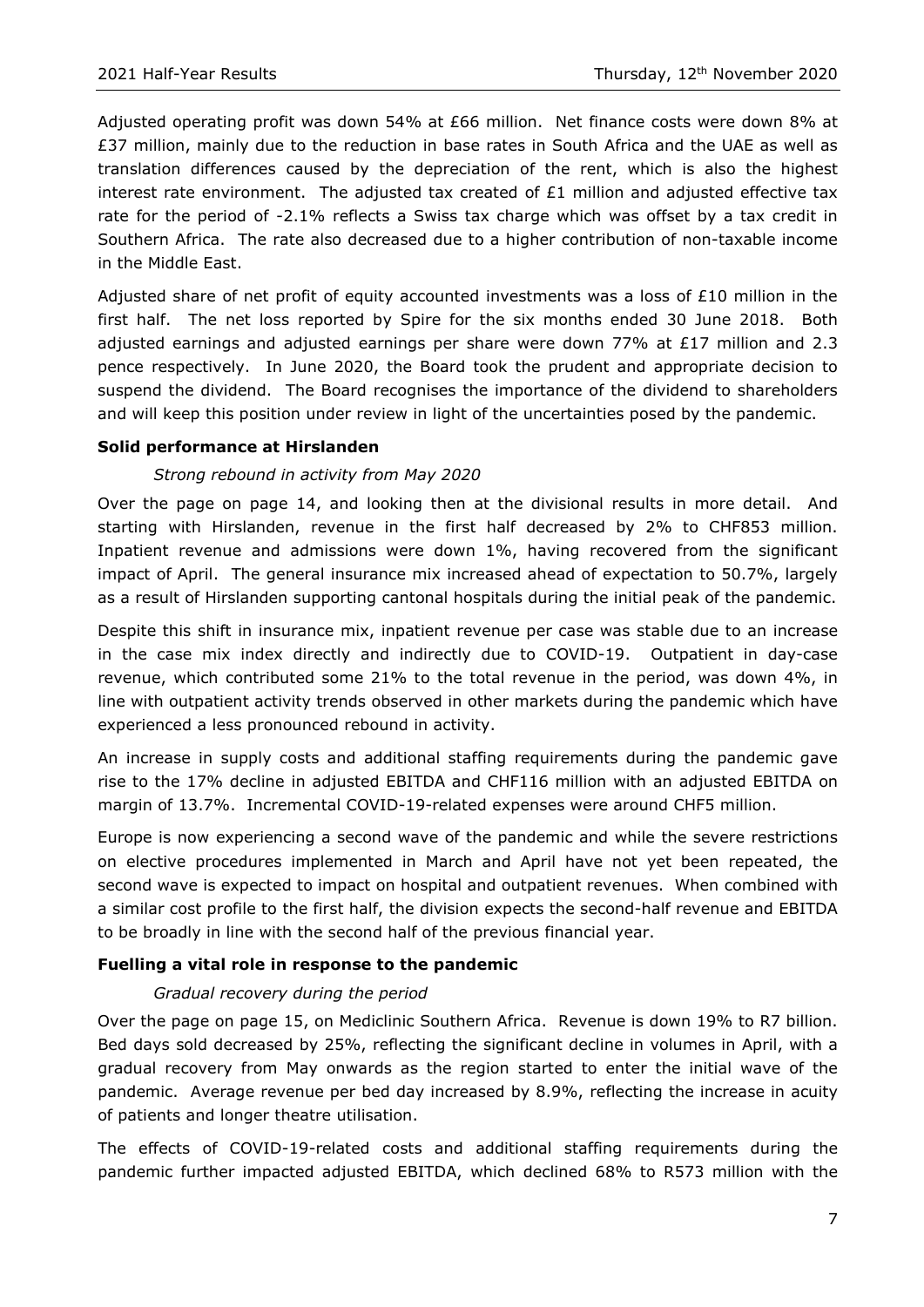Adjusted operating profit was down 54% at £66 million. Net finance costs were down 8% at £37 million, mainly due to the reduction in base rates in South Africa and the UAE as well as translation differences caused by the depreciation of the rent, which is also the highest interest rate environment. The adjusted tax created of £1 million and adjusted effective tax rate for the period of -2.1% reflects a Swiss tax charge which was offset by a tax credit in Southern Africa. The rate also decreased due to a higher contribution of non-taxable income in the Middle East.

Adjusted share of net profit of equity accounted investments was a loss of £10 million in the first half. The net loss reported by Spire for the six months ended 30 June 2018. Both adjusted earnings and adjusted earnings per share were down 77% at £17 million and 2.3 pence respectively. In June 2020, the Board took the prudent and appropriate decision to suspend the dividend. The Board recognises the importance of the dividend to shareholders and will keep this position under review in light of the uncertainties posed by the pandemic.

**Solid performance at Hirslanden**

*Strong rebound in activity from May 2020*

Over the page on page 14, and looking then at the divisional results in more detail. And starting with Hirslanden, revenue in the first half decreased by 2% to CHF853 million. Inpatient revenue and admissions were down 1%, having recovered from the significant impact of April. The general insurance mix increased ahead of expectation to 50.7%, largely as a result of Hirslanden supporting cantonal hospitals during the initial peak of the pandemic.

Despite this shift in insurance mix, inpatient revenue per case was stable due to an increase in the case mix index directly and indirectly due to COVID-19. Outpatient in day-case revenue, which contributed some 21% to the total revenue in the period, was down 4%, in line with outpatient activity trends observed in other markets during the pandemic which have experienced a less pronounced rebound in activity.

An increase in supply costs and additional staffing requirements during the pandemic gave rise to the 17% decline in adjusted EBITDA and CHF116 million with an adjusted EBITDA on margin of 13.7%. Incremental COVID-19-related expenses were around CHF5 million.

Europe is now experiencing a second wave of the pandemic and while the severe restrictions on elective procedures implemented in March and April have not yet been repeated, the second wave is expected to impact on hospital and outpatient revenues. When combined with a similar cost profile to the first half, the division expects the second-half revenue and EBITDA to be broadly in line with the second half of the previous financial year.

**Fuelling a vital role in response to the pandemic**

*Gradual recovery during the period*

Over the page on page 15, on Mediclinic Southern Africa. Revenue is down 19% to R7 billion. Bed days sold decreased by 25%, reflecting the significant decline in volumes in April, with a gradual recovery from May onwards as the region started to enter the initial wave of the pandemic. Average revenue per bed day increased by 8.9%, reflecting the increase in acuity of patients and longer theatre utilisation.

The effects of COVID-19-related costs and additional staffing requirements during the pandemic further impacted adjusted EBITDA, which declined 68% to R573 million with the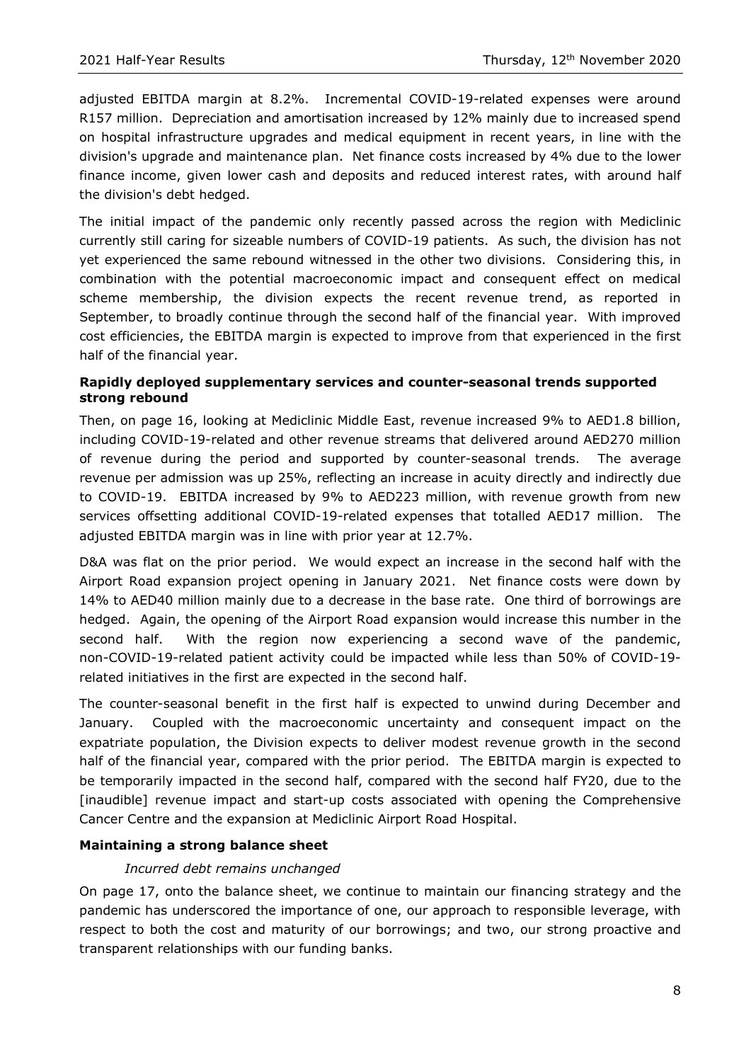adjusted EBITDA margin at 8.2%. Incremental COVID-19-related expenses were around R157 million. Depreciation and amortisation increased by 12% mainly due to increased spend on hospital infrastructure upgrades and medical equipment in recent years, in line with the division's upgrade and maintenance plan. Net finance costs increased by 4% due to the lower finance income, given lower cash and deposits and reduced interest rates, with around half the division's debt hedged.

The initial impact of the pandemic only recently passed across the region with Mediclinic currently still caring for sizeable numbers of COVID-19 patients. As such, the division has not yet experienced the same rebound witnessed in the other two divisions. Considering this, in combination with the potential macroeconomic impact and consequent effect on medical scheme membership, the division expects the recent revenue trend, as reported in September, to broadly continue through the second half of the financial year. With improved cost efficiencies, the EBITDA margin is expected to improve from that experienced in the first half of the financial year.

**Rapidly deployed supplementary services and counter-seasonal trends supported strong rebound**

Then, on page 16, looking at Mediclinic Middle East, revenue increased 9% to AED1.8 billion, including COVID-19-related and other revenue streams that delivered around AED270 million of revenue during the period and supported by counter-seasonal trends. The average revenue per admission was up 25%, reflecting an increase in acuity directly and indirectly due to COVID-19. EBITDA increased by 9% to AED223 million, with revenue growth from new services offsetting additional COVID-19-related expenses that totalled AED17 million. The adjusted EBITDA margin was in line with prior year at 12.7%.

D&A was flat on the prior period. We would expect an increase in the second half with the Airport Road expansion project opening in January 2021. Net finance costs were down by 14% to AED40 million mainly due to a decrease in the base rate. One third of borrowings are hedged. Again, the opening of the Airport Road expansion would increase this number in the second half. With the region now experiencing a second wave of the pandemic, non-COVID-19-related patient activity could be impacted while less than 50% of COVID-19-related initiatives in the first are expected in the second half.

The counter-seasonal benefit in the first half is expected to unwind during December and January. Coupled with the macroeconomic uncertainty and consequent impact on the expatriate population, the Division expects to deliver modest revenue growth in the second half of the financial year, compared with the prior period. The EBITDA margin is expected to be temporarily impacted in the second half, compared with the second half FY20, due to the [inaudible] revenue impact and start-up costs associated with opening the Comprehensive Cancer Centre and the expansion at Mediclinic Airport Road Hospital.

**Maintaining a strong balance sheet**

*Incurred debt remains unchanged*

On page 17, onto the balance sheet, we continue to maintain our financing strategy and the pandemic has underscored the importance of one, our approach to responsible leverage, with respect to both the cost and maturity of our borrowings; and two, our strong proactive and transparent relationships with our funding banks.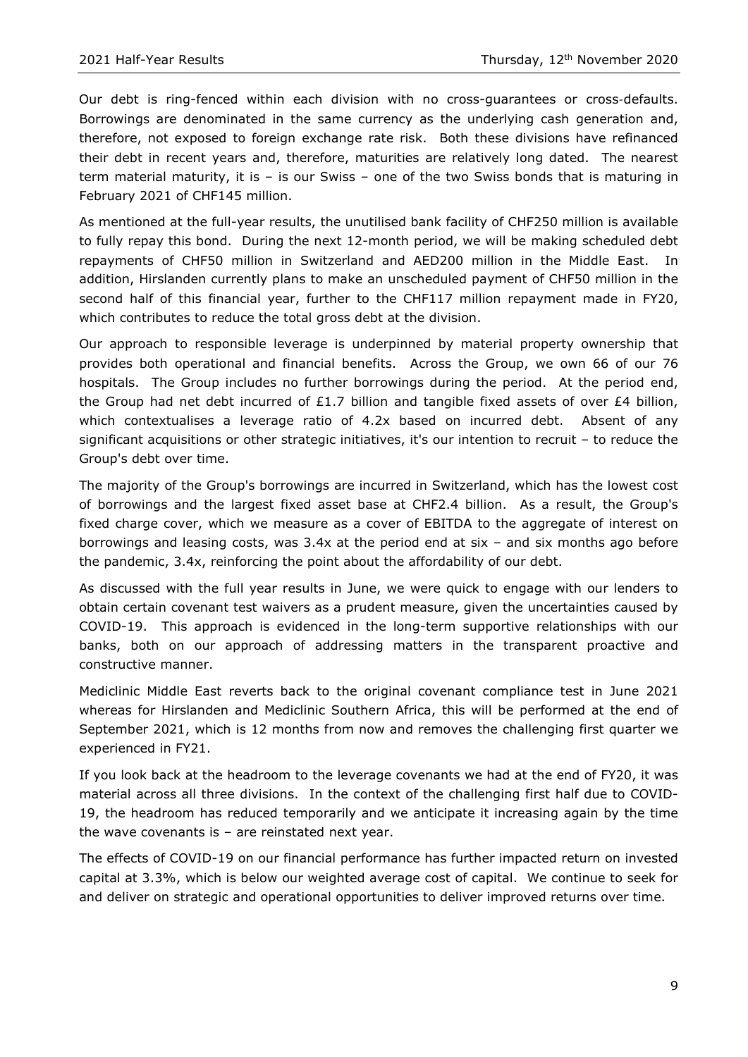Our debt is ring-fenced within each division with no cross-guarantees or cross-defaults. Borrowings are denominated in the same currency as the underlying cash generation and, therefore, not exposed to foreign exchange rate risk. Both these divisions have refinanced their debt in recent years and, therefore, maturities are relatively long dated. The nearest term material maturity, it is – is our Swiss – one of the two Swiss bonds that is maturing in February 2021 of CHF145 million.

As mentioned at the full-year results, the unutilised bank facility of CHF250 million is available to fully repay this bond. During the next 12-month period, we will be making scheduled debt repayments of CHF50 million in Switzerland and AED200 million in the Middle East. In addition, Hirslanden currently plans to make an unscheduled payment of CHF50 million in the second half of this financial year, further to the CHF117 million repayment made in FY20, which contributes to reduce the total gross debt at the division.

Our approach to responsible leverage is underpinned by material property ownership that provides both operational and financial benefits. Across the Group, we own 66 of our 76 hospitals. The Group includes no further borrowings during the period. At the period end, the Group had net debt incurred of £1.7 billion and tangible fixed assets of over £4 billion, which contextualises a leverage ratio of 4.2x based on incurred debt. Absent of any significant acquisitions or other strategic initiatives, it's our intention to recruit – to reduce the Group's debt over time.

The majority of the Group's borrowings are incurred in Switzerland, which has the lowest cost of borrowings and the largest fixed asset base at CHF2.4 billion. As a result, the Group's fixed charge cover, which we measure as a cover of EBITDA to the aggregate of interest on borrowings and leasing costs, was 3.4x at the period end at six – and six months ago before the pandemic, 3.4x, reinforcing the point about the affordability of our debt.

As discussed with the full year results in June, we were quick to engage with our lenders to obtain certain covenant test waivers as a prudent measure, given the uncertainties caused by COVID-19. This approach is evidenced in the long-term supportive relationships with our banks, both on our approach of addressing matters in the transparent proactive and constructive manner.

Mediclinic Middle East reverts back to the original covenant compliance test in June 2021 whereas for Hirslanden and Mediclinic Southern Africa, this will be performed at the end of September 2021, which is 12 months from now and removes the challenging first quarter we experienced in FY21.

If you look back at the headroom to the leverage covenants we had at the end of FY20, it was material across all three divisions. In the context of the challenging first half due to COVID-19, the headroom has reduced temporarily and we anticipate it increasing again by the time the wave covenants is – are reinstated next year.

The effects of COVID-19 on our financial performance has further impacted return on invested capital at 3.3%, which is below our weighted average cost of capital. We continue to seek for and deliver on strategic and operational opportunities to deliver improved returns over time.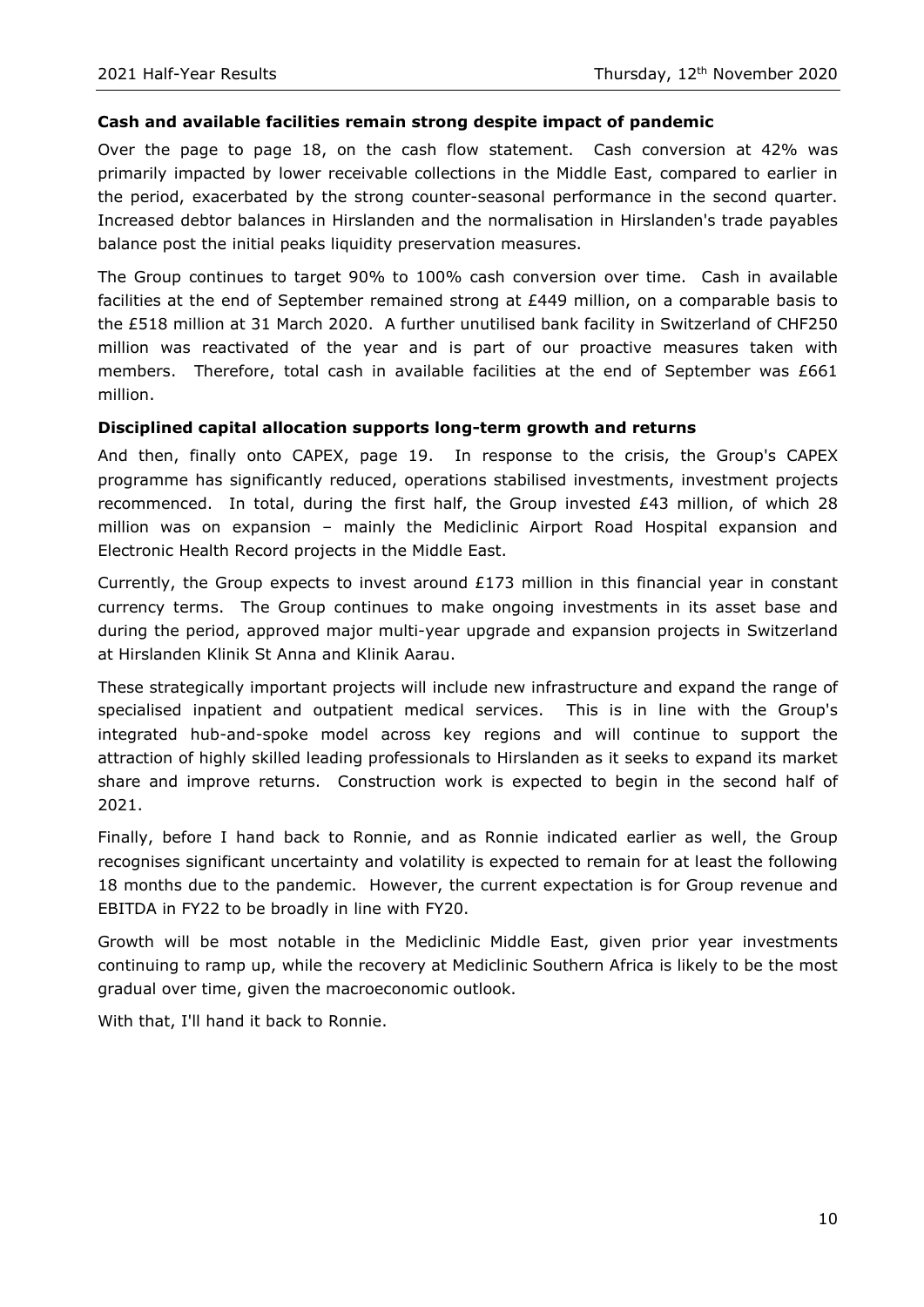**Cash and available facilities remain strong despite impact of pandemic**

Over the page to page 18, on the cash flow statement. Cash conversion at 42% was primarily impacted by lower receivable collections in the Middle East, compared to earlier in the period, exacerbated by the strong counter-seasonal performance in the second quarter. Increased debtor balances in Hirslanden and the normalisation in Hirslanden's trade payables balance post the initial peaks liquidity preservation measures.

The Group continues to target 90% to 100% cash conversion over time. Cash in available facilities at the end of September remained strong at £449 million, on a comparable basis to the £518 million at 31 March 2020. A further unutilised bank facility in Switzerland of CHF250 million was reactivated of the year and is part of our proactive measures taken with members. Therefore, total cash in available facilities at the end of September was £661 million.

**Disciplined capital allocation supports long-term growth and returns**

And then, finally onto CAPEX, page 19. In response to the crisis, the Group's CAPEX programme has significantly reduced, operations stabilised investments, investment projects recommenced. In total, during the first half, the Group invested £43 million, of which 28 million was on expansion – mainly the Mediclinic Airport Road Hospital expansion and Electronic Health Record projects in the Middle East.

Currently, the Group expects to invest around £173 million in this financial year in constant currency terms. The Group continues to make ongoing investments in its asset base and during the period, approved major multi-year upgrade and expansion projects in Switzerland at Hirslanden Klinik St Anna and Klinik Aarau.

These strategically important projects will include new infrastructure and expand the range of specialised inpatient and outpatient medical services. This is in line with the Group's integrated hub-and-spoke model across key regions and will continue to support the attraction of highly skilled leading professionals to Hirslanden as it seeks to expand its market share and improve returns. Construction work is expected to begin in the second half of 2021.

Finally, before I hand back to Ronnie, and as Ronnie indicated earlier as well, the Group recognises significant uncertainty and volatility is expected to remain for at least the following 18 months due to the pandemic. However, the current expectation is for Group revenue and EBITDA in FY22 to be broadly in line with FY20.

Growth will be most notable in the Mediclinic Middle East, given prior year investments continuing to ramp up, while the recovery at Mediclinic Southern Africa is likely to be the most gradual over time, given the macroeconomic outlook.

With that, I'll hand it back to Ronnie.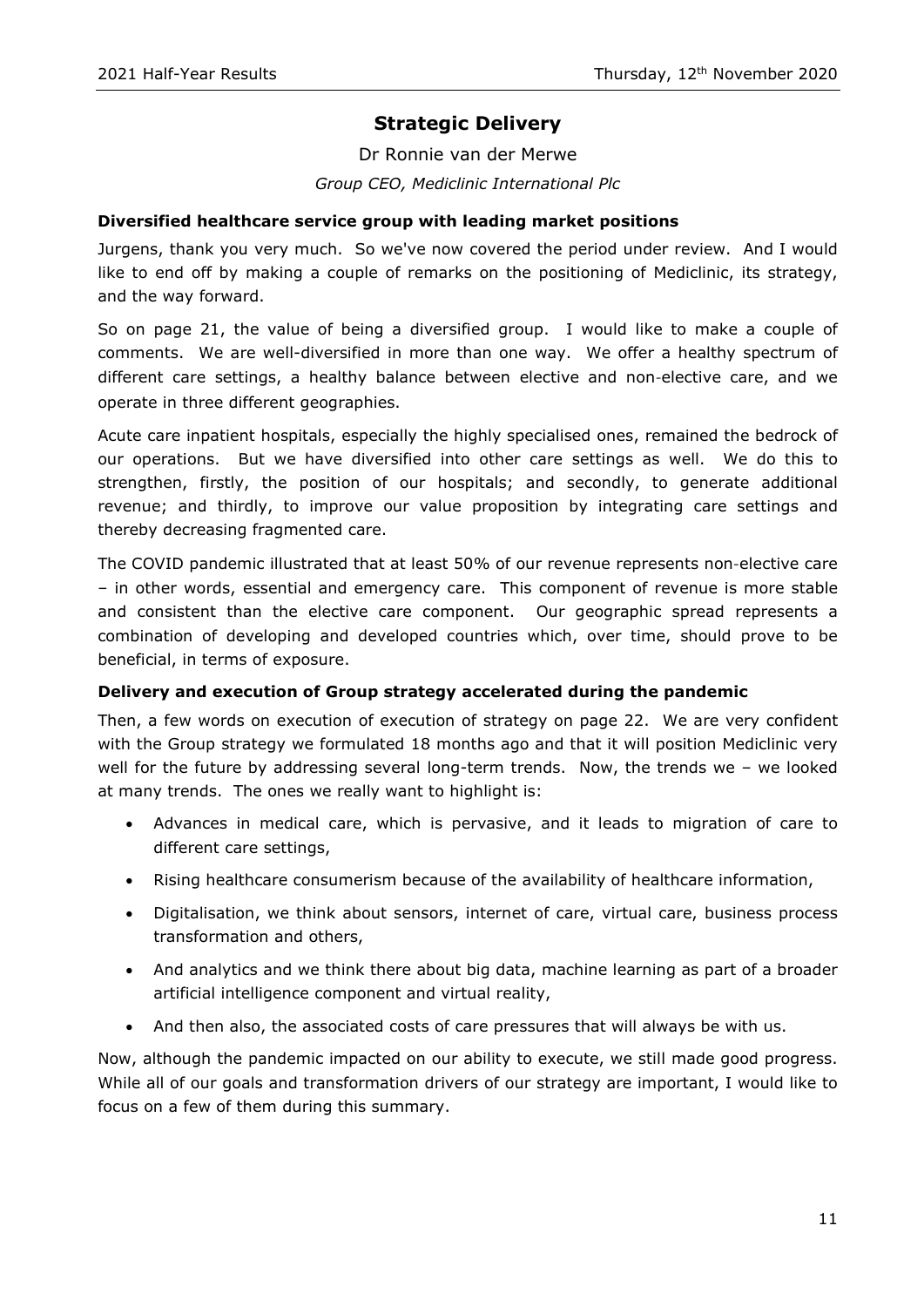## Strategic Delivery

Dr Ronnie van der Merwe

*Group CEO, Mediclinic International Plc*

### Diversified healthcare service group with leading market positions

Jurgens, thank you very much. So we've now covered the period under review. And I would like to end off by making a couple of remarks on the positioning of Mediclinic, its strategy, and the way forward.

So on page 21, the value of being a diversified group. I would like to make a couple of comments. We are well-diversified in more than one way. We offer a healthy spectrum of different care settings, a healthy balance between elective and non-elective care, and we operate in three different geographies.

Acute care inpatient hospitals, especially the highly specialised ones, remained the bedrock of our operations. But we have diversified into other care settings as well. We do this to strengthen, firstly, the position of our hospitals; and secondly, to generate additional revenue; and thirdly, to improve our value proposition by integrating care settings and thereby decreasing fragmented care.

The COVID pandemic illustrated that at least 50% of our revenue represents non-elective care – in other words, essential and emergency care. This component of revenue is more stable and consistent than the elective care component. Our geographic spread represents a combination of developing and developed countries which, over time, should prove to be beneficial, in terms of exposure.

### Delivery and execution of Group strategy accelerated during the pandemic

Then, a few words on execution of execution of strategy on page 22. We are very confident with the Group strategy we formulated 18 months ago and that it will position Mediclinic very well for the future by addressing several long-term trends. Now, the trends we – we looked at many trends. The ones we really want to highlight is:

- Advances in medical care, which is pervasive, and it leads to migration of care to different care settings,
- Rising healthcare consumerism because of the availability of healthcare information,
- Digitalisation, we think about sensors, internet of care, virtual care, business process transformation and others,
- And analytics and we think there about big data, machine learning as part of a broader artificial intelligence component and virtual reality,
- And then also, the associated costs of care pressures that will always be with us.

Now, although the pandemic impacted on our ability to execute, we still made good progress. While all of our goals and transformation drivers of our strategy are important, I would like to focus on a few of them during this summary.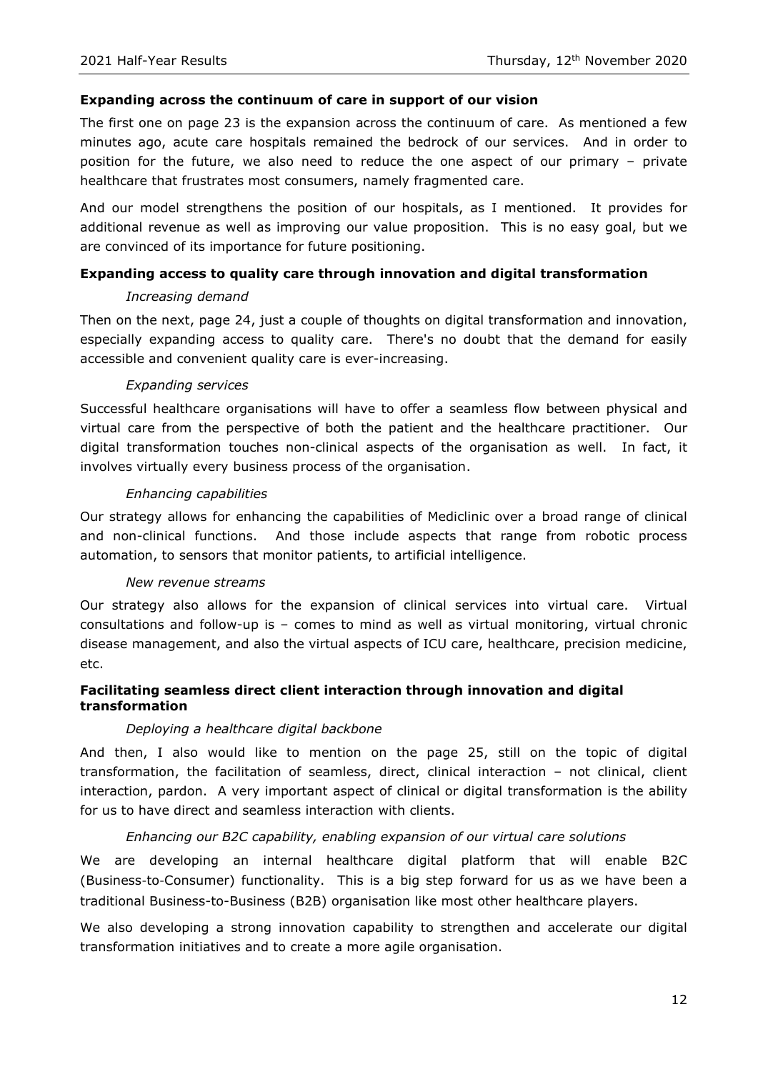**Expanding across the continuum of care in support of our vision**

The first one on page 23 is the expansion across the continuum of care. As mentioned a few minutes ago, acute care hospitals remained the bedrock of our services. And in order to position for the future, we also need to reduce the one aspect of our primary – private healthcare that frustrates most consumers, namely fragmented care.

And our model strengthens the position of our hospitals, as I mentioned. It provides for additional revenue as well as improving our value proposition. This is no easy goal, but we are convinced of its importance for future positioning.

**Expanding access to quality care through innovation and digital transformation**

*Increasing demand*

Then on the next, page 24, just a couple of thoughts on digital transformation and innovation, especially expanding access to quality care. There's no doubt that the demand for easily accessible and convenient quality care is ever-increasing.

*Expanding services*

Successful healthcare organisations will have to offer a seamless flow between physical and virtual care from the perspective of both the patient and the healthcare practitioner. Our digital transformation touches non-clinical aspects of the organisation as well. In fact, it involves virtually every business process of the organisation.

*Enhancing capabilities*

Our strategy allows for enhancing the capabilities of Mediclinic over a broad range of clinical and non-clinical functions. And those include aspects that range from robotic process automation, to sensors that monitor patients, to artificial intelligence.

*New revenue streams*

Our strategy also allows for the expansion of clinical services into virtual care. Virtual consultations and follow-up is – comes to mind as well as virtual monitoring, virtual chronic disease management, and also the virtual aspects of ICU care, healthcare, precision medicine, etc.

**Facilitating seamless direct client interaction through innovation and digital transformation**

*Deploying a healthcare digital backbone*

And then, I also would like to mention on the page 25, still on the topic of digital transformation, the facilitation of seamless, direct, clinical interaction – not clinical, client interaction, pardon. A very important aspect of clinical or digital transformation is the ability for us to have direct and seamless interaction with clients.

*Enhancing our B2C capability, enabling expansion of our virtual care solutions*

We are developing an internal healthcare digital platform that will enable B2C (Business-to-Consumer) functionality. This is a big step forward for us as we have been a traditional Business-to-Business (B2B) organisation like most other healthcare players.

We also developing a strong innovation capability to strengthen and accelerate our digital transformation initiatives and to create a more agile organisation.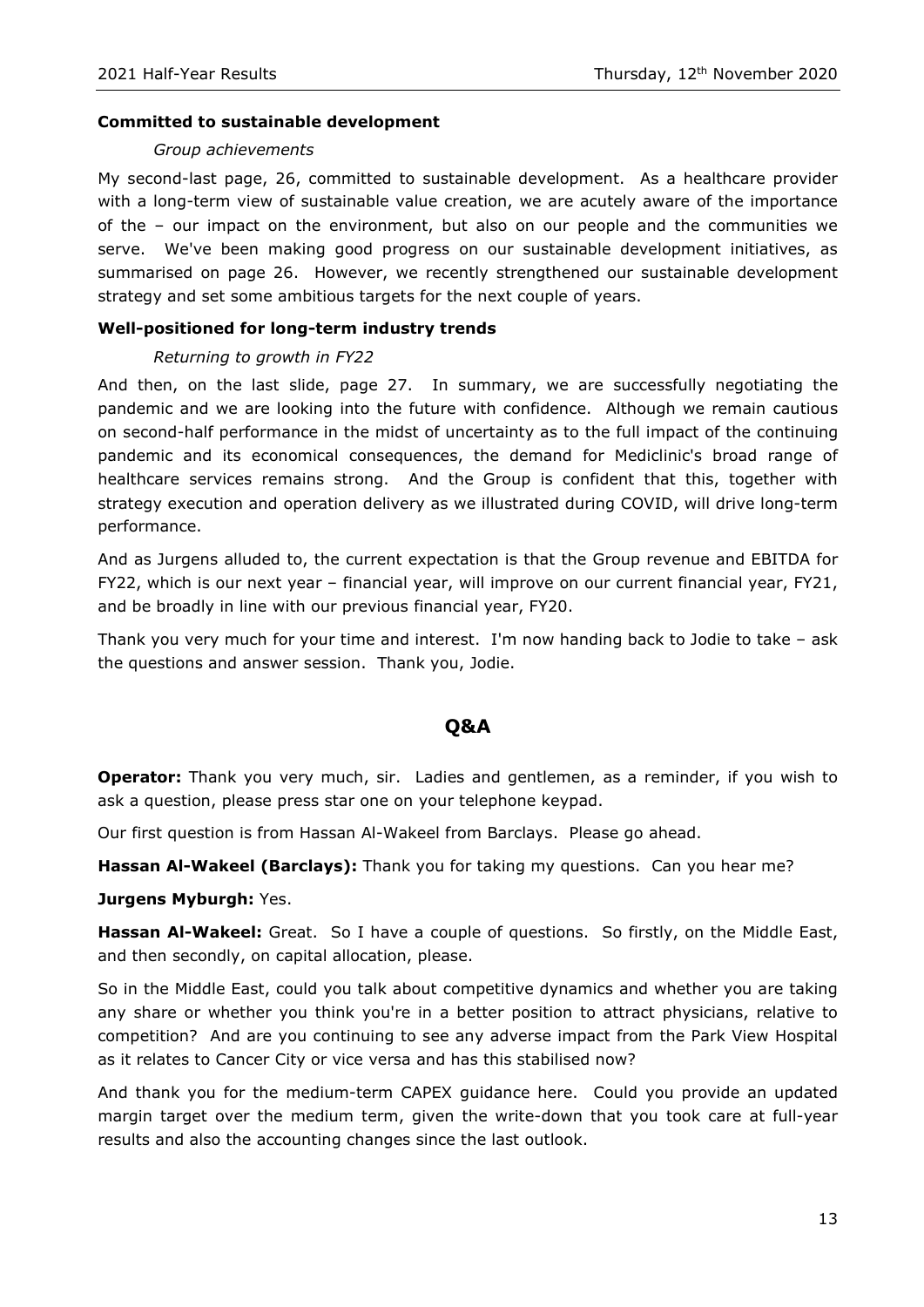**Committed to sustainable development**

*Group achievements*

My second-last page, 26, committed to sustainable development. As a healthcare provider with a long-term view of sustainable value creation, we are acutely aware of the importance of the – our impact on the environment, but also on our people and the communities we serve. We've been making good progress on our sustainable development initiatives, as summarised on page 26. However, we recently strengthened our sustainable development strategy and set some ambitious targets for the next couple of years.

**Well-positioned for long-term industry trends**

*Returning to growth in FY22*

And then, on the last slide, page 27. In summary, we are successfully negotiating the pandemic and we are looking into the future with confidence. Although we remain cautious on second-half performance in the midst of uncertainty as to the full impact of the continuing pandemic and its economical consequences, the demand for Mediclinic's broad range of healthcare services remains strong. And the Group is confident that this, together with strategy execution and operation delivery as we illustrated during COVID, will drive long-term performance.

And as Jurgens alluded to, the current expectation is that the Group revenue and EBITDA for FY22, which is our next year – financial year, will improve on our current financial year, FY21, and be broadly in line with our previous financial year, FY20.

Thank you very much for your time and interest. I'm now handing back to Jodie to take – ask the questions and answer session. Thank you, Jodie.

## Q&A

**Operator:** Thank you very much, sir. Ladies and gentlemen, as a reminder, if you wish to ask a question, please press star one on your telephone keypad.

Our first question is from Hassan Al-Wakeel from Barclays. Please go ahead.

**Hassan Al-Wakeel (Barclays):** Thank you for taking my questions. Can you hear me?

**Jurgens Myburgh:** Yes.

**Hassan Al-Wakeel:** Great. So I have a couple of questions. So firstly, on the Middle East, and then secondly, on capital allocation, please.

So in the Middle East, could you talk about competitive dynamics and whether you are taking any share or whether you think you're in a better position to attract physicians, relative to competition? And are you continuing to see any adverse impact from the Park View Hospital as it relates to Cancer City or vice versa and has this stabilised now?

And thank you for the medium-term CAPEX guidance here. Could you provide an updated margin target over the medium term, given the write-down that you took care at full-year results and also the accounting changes since the last outlook.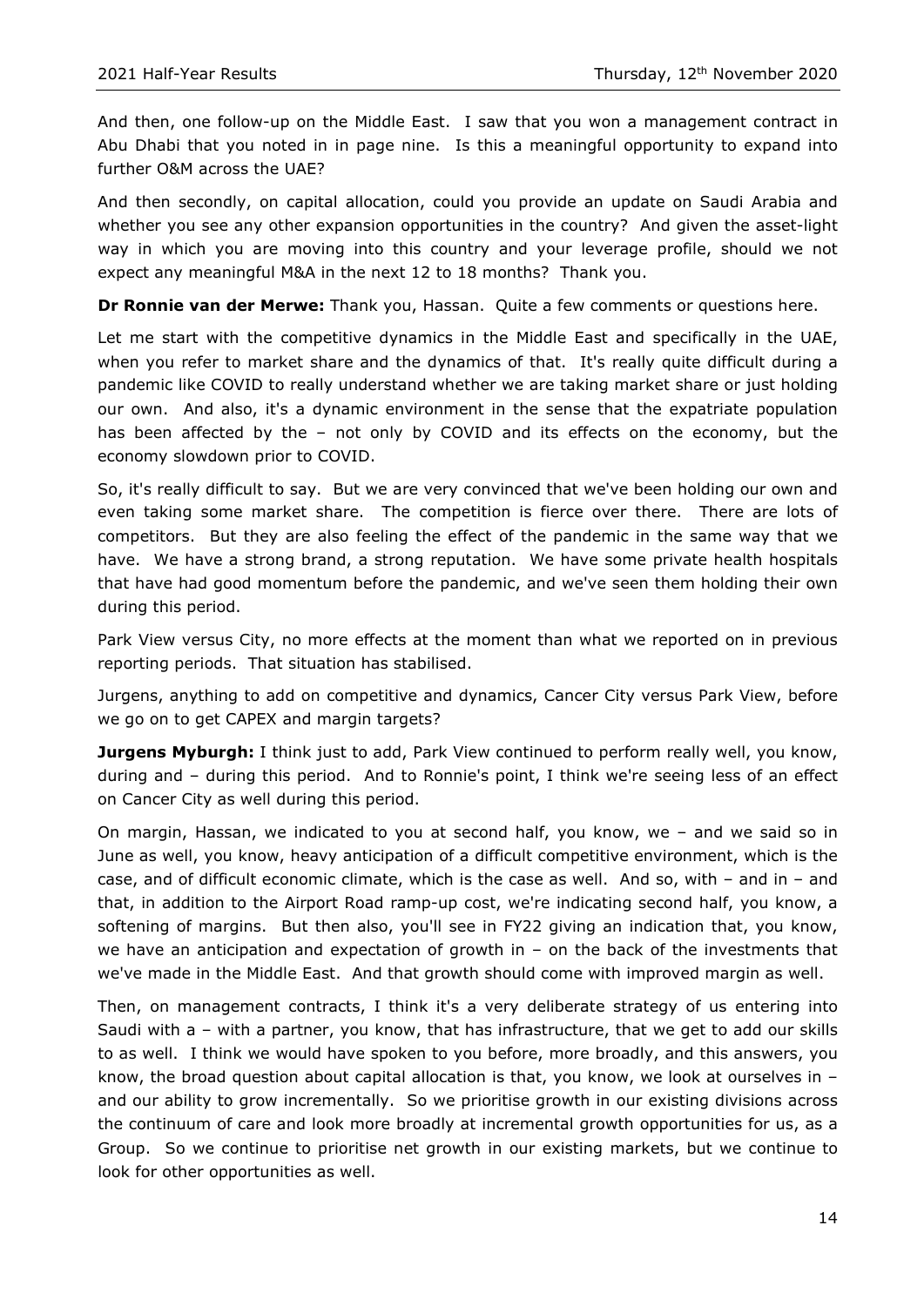And then, one follow-up on the Middle East. I saw that you won a management contract in Abu Dhabi that you noted in in page nine. Is this a meaningful opportunity to expand into further O&M across the UAE?

And then secondly, on capital allocation, could you provide an update on Saudi Arabia and whether you see any other expansion opportunities in the country? And given the asset-light way in which you are moving into this country and your leverage profile, should we not expect any meaningful M&A in the next 12 to 18 months? Thank you.

**Dr Ronnie van der Merwe:** Thank you, Hassan. Quite a few comments or questions here.

Let me start with the competitive dynamics in the Middle East and specifically in the UAE, when you refer to market share and the dynamics of that. It's really quite difficult during a pandemic like COVID to really understand whether we are taking market share or just holding our own. And also, it's a dynamic environment in the sense that the expatriate population has been affected by the – not only by COVID and its effects on the economy, but the economy slowdown prior to COVID.

So, it's really difficult to say. But we are very convinced that we've been holding our own and even taking some market share. The competition is fierce over there. There are lots of competitors. But they are also feeling the effect of the pandemic in the same way that we have. We have a strong brand, a strong reputation. We have some private health hospitals that have had good momentum before the pandemic, and we've seen them holding their own during this period.

Park View versus City, no more effects at the moment than what we reported on in previous reporting periods. That situation has stabilised.

Jurgens, anything to add on competitive and dynamics, Cancer City versus Park View, before we go on to get CAPEX and margin targets?

**Jurgens Myburgh:** I think just to add, Park View continued to perform really well, you know, during and – during this period. And to Ronnie's point, I think we're seeing less of an effect on Cancer City as well during this period.

On margin, Hassan, we indicated to you at second half, you know, we – and we said so in June as well, you know, heavy anticipation of a difficult competitive environment, which is the case, and of difficult economic climate, which is the case as well. And so, with – and in – and that, in addition to the Airport Road ramp-up cost, we're indicating second half, you know, a softening of margins. But then also, you'll see in FY22 giving an indication that, you know, we have an anticipation and expectation of growth in – on the back of the investments that we've made in the Middle East. And that growth should come with improved margin as well.

Then, on management contracts, I think it's a very deliberate strategy of us entering into Saudi with a – with a partner, you know, that has infrastructure, that we get to add our skills to as well. I think we would have spoken to you before, more broadly, and this answers, you know, the broad question about capital allocation is that, you know, we look at ourselves in – and our ability to grow incrementally. So we prioritise growth in our existing divisions across the continuum of care and look more broadly at incremental growth opportunities for us, as a Group. So we continue to prioritise net growth in our existing markets, but we continue to look for other opportunities as well.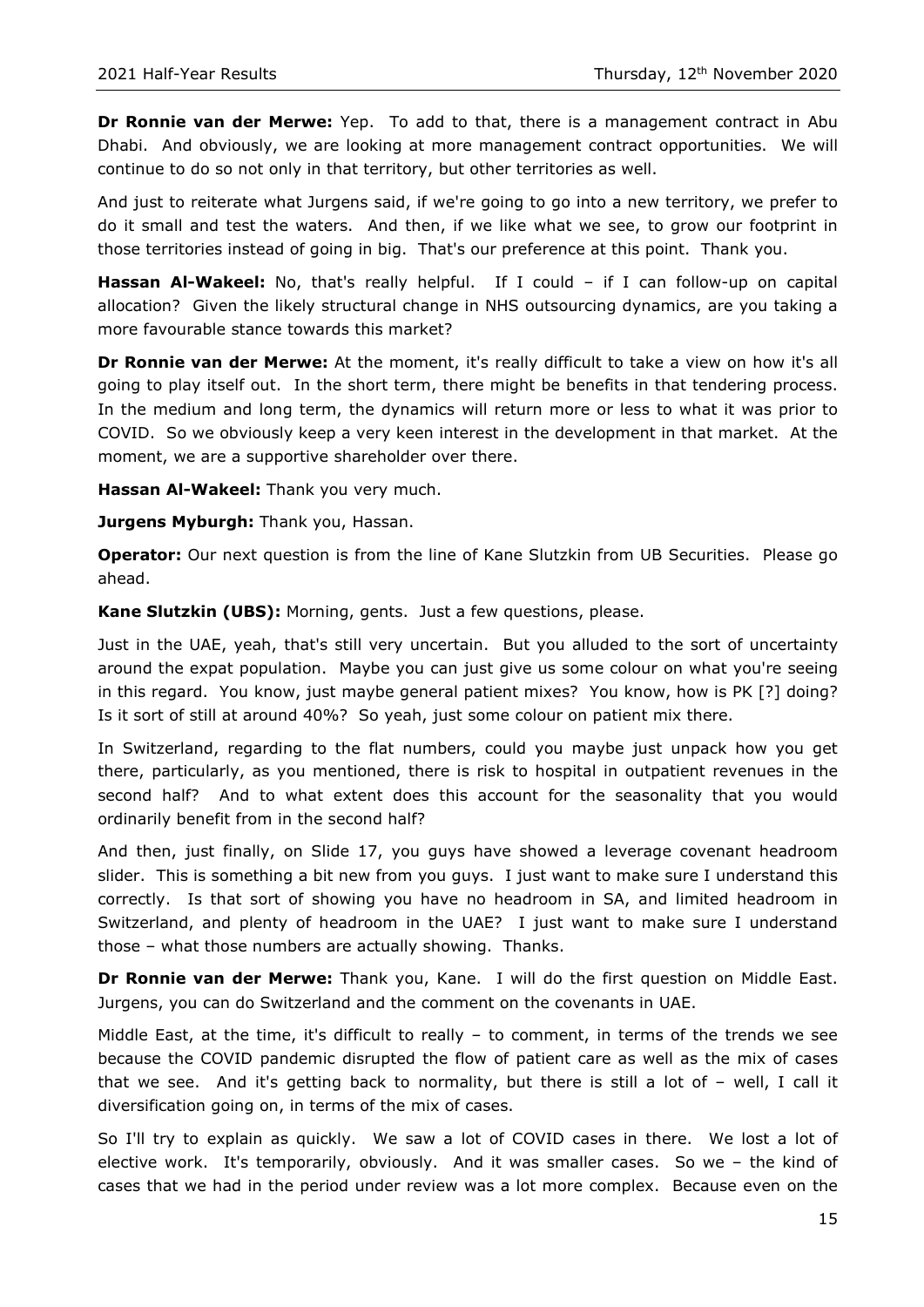**Dr Ronnie van der Merwe:** Yep. To add to that, there is a management contract in Abu Dhabi. And obviously, we are looking at more management contract opportunities. We will continue to do so not only in that territory, but other territories as well.

And just to reiterate what Jurgens said, if we're going to go into a new territory, we prefer to do it small and test the waters. And then, if we like what we see, to grow our footprint in those territories instead of going in big. That's our preference at this point. Thank you.

**Hassan Al-Wakeel:** No, that's really helpful. If I could – if I can follow-up on capital allocation? Given the likely structural change in NHS outsourcing dynamics, are you taking a more favourable stance towards this market?

**Dr Ronnie van der Merwe:** At the moment, it's really difficult to take a view on how it's all going to play itself out. In the short term, there might be benefits in that tendering process. In the medium and long term, the dynamics will return more or less to what it was prior to COVID. So we obviously keep a very keen interest in the development in that market. At the moment, we are a supportive shareholder over there.

**Hassan Al-Wakeel:** Thank you very much.

**Jurgens Myburgh:** Thank you, Hassan.

**Operator:** Our next question is from the line of Kane Slutzkin from UB Securities. Please go ahead.

**Kane Slutzkin (UBS):** Morning, gents. Just a few questions, please.

Just in the UAE, yeah, that's still very uncertain. But you alluded to the sort of uncertainty around the expat population. Maybe you can just give us some colour on what you're seeing in this regard. You know, just maybe general patient mixes? You know, how is PK [?] doing? Is it sort of still at around 40%? So yeah, just some colour on patient mix there.

In Switzerland, regarding to the flat numbers, could you maybe just unpack how you get there, particularly, as you mentioned, there is risk to hospital in outpatient revenues in the second half? And to what extent does this account for the seasonality that you would ordinarily benefit from in the second half?

And then, just finally, on Slide 17, you guys have showed a leverage covenant headroom slider. This is something a bit new from you guys. I just want to make sure I understand this correctly. Is that sort of showing you have no headroom in SA, and limited headroom in Switzerland, and plenty of headroom in the UAE? I just want to make sure I understand those – what those numbers are actually showing. Thanks.

**Dr Ronnie van der Merwe:** Thank you, Kane. I will do the first question on Middle East. Jurgens, you can do Switzerland and the comment on the covenants in UAE.

Middle East, at the time, it's difficult to really – to comment, in terms of the trends we see because the COVID pandemic disrupted the flow of patient care as well as the mix of cases that we see. And it's getting back to normality, but there is still a lot of – well, I call it diversification going on, in terms of the mix of cases.

So I'll try to explain as quickly. We saw a lot of COVID cases in there. We lost a lot of elective work. It's temporarily, obviously. And it was smaller cases. So we – the kind of cases that we had in the period under review was a lot more complex. Because even on the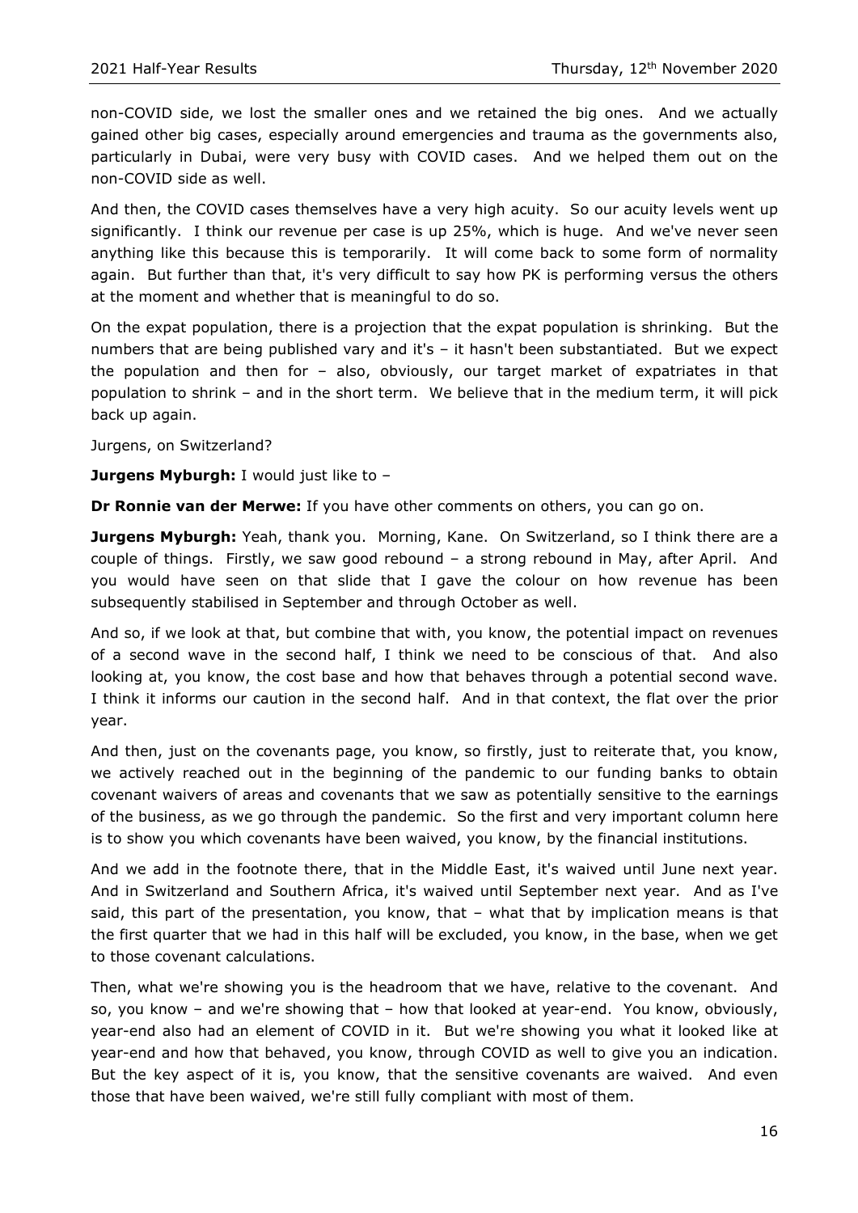non-COVID side, we lost the smaller ones and we retained the big ones. And we actually gained other big cases, especially around emergencies and trauma as the governments also, particularly in Dubai, were very busy with COVID cases. And we helped them out on the non-COVID side as well.

And then, the COVID cases themselves have a very high acuity. So our acuity levels went up significantly. I think our revenue per case is up 25%, which is huge. And we've never seen anything like this because this is temporarily. It will come back to some form of normality again. But further than that, it's very difficult to say how PK is performing versus the others at the moment and whether that is meaningful to do so.

On the expat population, there is a projection that the expat population is shrinking. But the numbers that are being published vary and it's – it hasn't been substantiated. But we expect the population and then for – also, obviously, our target market of expatriates in that population to shrink – and in the short term. We believe that in the medium term, it will pick back up again.

Jurgens, on Switzerland?

**Jurgens Myburgh:** I would just like to –

**Dr Ronnie van der Merwe:** If you have other comments on others, you can go on.

**Jurgens Myburgh:** Yeah, thank you. Morning, Kane. On Switzerland, so I think there are a couple of things. Firstly, we saw good rebound – a strong rebound in May, after April. And you would have seen on that slide that I gave the colour on how revenue has been subsequently stabilised in September and through October as well.

And so, if we look at that, but combine that with, you know, the potential impact on revenues of a second wave in the second half, I think we need to be conscious of that. And also looking at, you know, the cost base and how that behaves through a potential second wave. I think it informs our caution in the second half. And in that context, the flat over the prior year.

And then, just on the covenants page, you know, so firstly, just to reiterate that, you know, we actively reached out in the beginning of the pandemic to our funding banks to obtain covenant waivers of areas and covenants that we saw as potentially sensitive to the earnings of the business, as we go through the pandemic. So the first and very important column here is to show you which covenants have been waived, you know, by the financial institutions.

And we add in the footnote there, that in the Middle East, it's waived until June next year. And in Switzerland and Southern Africa, it's waived until September next year. And as I've said, this part of the presentation, you know, that – what that by implication means is that the first quarter that we had in this half will be excluded, you know, in the base, when we get to those covenant calculations.

Then, what we're showing you is the headroom that we have, relative to the covenant. And so, you know – and we're showing that – how that looked at year-end. You know, obviously, year-end also had an element of COVID in it. But we're showing you what it looked like at year-end and how that behaved, you know, through COVID as well to give you an indication. But the key aspect of it is, you know, that the sensitive covenants are waived. And even those that have been waived, we're still fully compliant with most of them.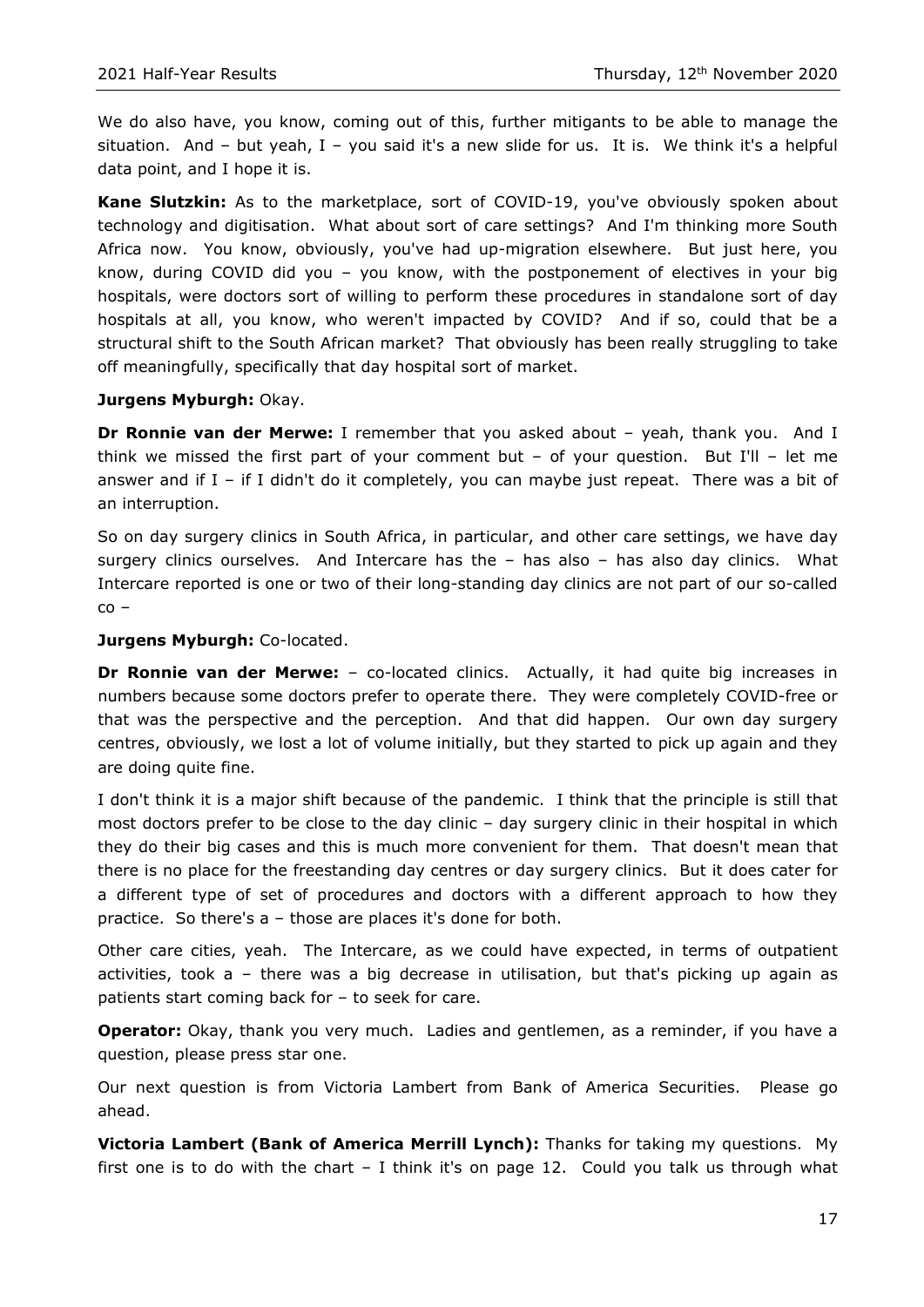We do also have, you know, coming out of this, further mitigants to be able to manage the situation. And – but yeah, I – you said it's a new slide for us. It is. We think it's a helpful data point, and I hope it is.

**Kane Slutzkin:** As to the marketplace, sort of COVID-19, you've obviously spoken about technology and digitisation. What about sort of care settings? And I'm thinking more South Africa now. You know, obviously, you've had up-migration elsewhere. But just here, you know, during COVID did you – you know, with the postponement of electives in your big hospitals, were doctors sort of willing to perform these procedures in standalone sort of day hospitals at all, you know, who weren't impacted by COVID? And if so, could that be a structural shift to the South African market? That obviously has been really struggling to take off meaningfully, specifically that day hospital sort of market.

**Jurgens Myburgh:** Okay.

**Dr Ronnie van der Merwe:** I remember that you asked about – yeah, thank you. And I think we missed the first part of your comment but – of your question. But I'll – let me answer and if I – if I didn't do it completely, you can maybe just repeat. There was a bit of an interruption.

So on day surgery clinics in South Africa, in particular, and other care settings, we have day surgery clinics ourselves. And Intercare has the – has also – has also day clinics. What Intercare reported is one or two of their long-standing day clinics are not part of our so-called co –

**Jurgens Myburgh:** Co-located.

**Dr Ronnie van der Merwe:** – co-located clinics. Actually, it had quite big increases in numbers because some doctors prefer to operate there. They were completely COVID-free or that was the perspective and the perception. And that did happen. Our own day surgery centres, obviously, we lost a lot of volume initially, but they started to pick up again and they are doing quite fine.

I don't think it is a major shift because of the pandemic. I think that the principle is still that most doctors prefer to be close to the day clinic – day surgery clinic in their hospital in which they do their big cases and this is much more convenient for them. That doesn't mean that there is no place for the freestanding day centres or day surgery clinics. But it does cater for a different type of set of procedures and doctors with a different approach to how they practice. So there's a – those are places it's done for both.

Other care cities, yeah. The Intercare, as we could have expected, in terms of outpatient activities, took a – there was a big decrease in utilisation, but that's picking up again as patients start coming back for – to seek for care.

**Operator:** Okay, thank you very much. Ladies and gentlemen, as a reminder, if you have a question, please press star one.

Our next question is from Victoria Lambert from Bank of America Securities. Please go ahead.

**Victoria Lambert (Bank of America Merrill Lynch):** Thanks for taking my questions. My first one is to do with the chart – I think it's on page 12. Could you talk us through what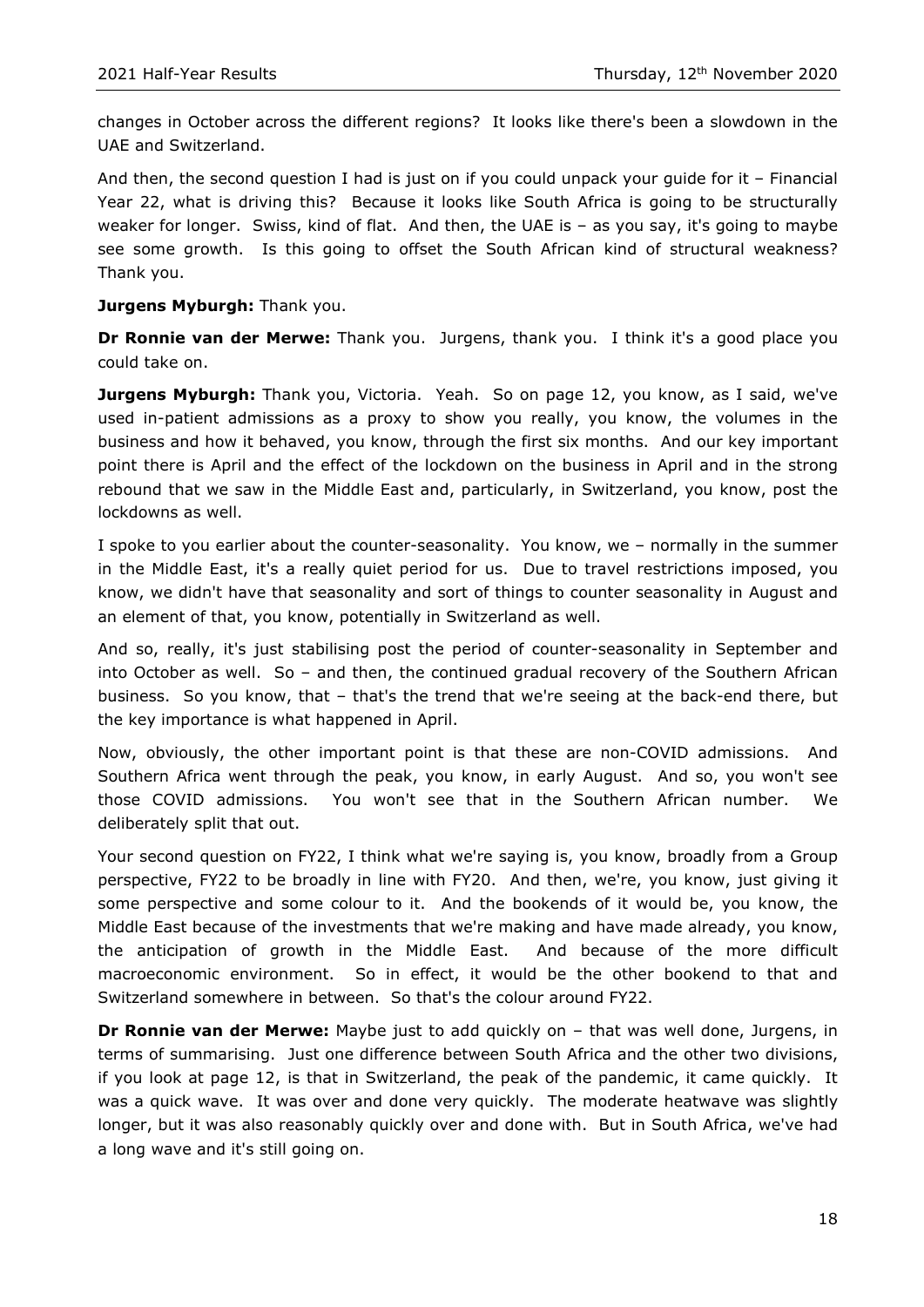changes in October across the different regions? It looks like there's been a slowdown in the UAE and Switzerland.

And then, the second question I had is just on if you could unpack your guide for it – Financial Year 22, what is driving this? Because it looks like South Africa is going to be structurally weaker for longer. Swiss, kind of flat. And then, the UAE is – as you say, it's going to maybe see some growth. Is this going to offset the South African kind of structural weakness? Thank you.

**Jurgens Myburgh:** Thank you.

**Dr Ronnie van der Merwe:** Thank you. Jurgens, thank you. I think it's a good place you could take on.

**Jurgens Myburgh:** Thank you, Victoria. Yeah. So on page 12, you know, as I said, we've used in-patient admissions as a proxy to show you really, you know, the volumes in the business and how it behaved, you know, through the first six months. And our key important point there is April and the effect of the lockdown on the business in April and in the strong rebound that we saw in the Middle East and, particularly, in Switzerland, you know, post the lockdowns as well.

I spoke to you earlier about the counter-seasonality. You know, we – normally in the summer in the Middle East, it's a really quiet period for us. Due to travel restrictions imposed, you know, we didn't have that seasonality and sort of things to counter seasonality in August and an element of that, you know, potentially in Switzerland as well.

And so, really, it's just stabilising post the period of counter-seasonality in September and into October as well. So – and then, the continued gradual recovery of the Southern African business. So you know, that – that's the trend that we're seeing at the back-end there, but the key importance is what happened in April.

Now, obviously, the other important point is that these are non-COVID admissions. And Southern Africa went through the peak, you know, in early August. And so, you won't see those COVID admissions. You won't see that in the Southern African number. We deliberately split that out.

Your second question on FY22, I think what we're saying is, you know, broadly from a Group perspective, FY22 to be broadly in line with FY20. And then, we're, you know, just giving it some perspective and some colour to it. And the bookends of it would be, you know, the Middle East because of the investments that we're making and have made already, you know, the anticipation of growth in the Middle East. And because of the more difficult macroeconomic environment. So in effect, it would be the other bookend to that and Switzerland somewhere in between. So that's the colour around FY22.

**Dr Ronnie van der Merwe:** Maybe just to add quickly on – that was well done, Jurgens, in terms of summarising. Just one difference between South Africa and the other two divisions, if you look at page 12, is that in Switzerland, the peak of the pandemic, it came quickly. It was a quick wave. It was over and done very quickly. The moderate heatwave was slightly longer, but it was also reasonably quickly over and done with. But in South Africa, we've had a long wave and it's still going on.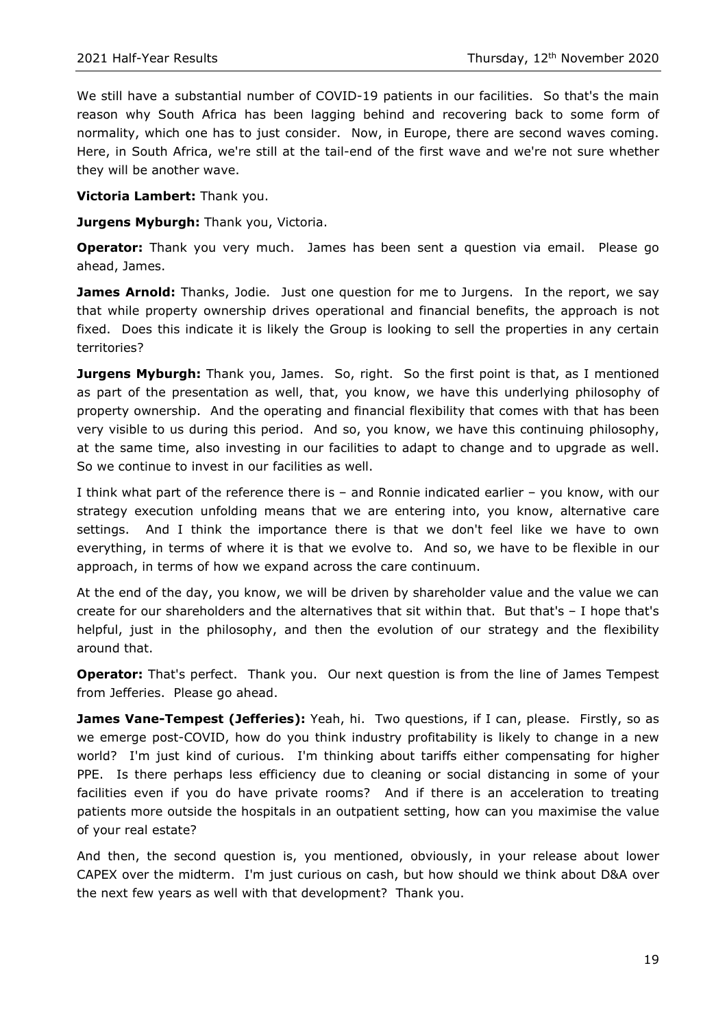We still have a substantial number of COVID-19 patients in our facilities. So that's the main reason why South Africa has been lagging behind and recovering back to some form of normality, which one has to just consider. Now, in Europe, there are second waves coming. Here, in South Africa, we're still at the tail-end of the first wave and we're not sure whether they will be another wave.

**Victoria Lambert:** Thank you.

**Jurgens Myburgh:** Thank you, Victoria.

**Operator:** Thank you very much. James has been sent a question via email. Please go ahead, James.

**James Arnold:** Thanks, Jodie. Just one question for me to Jurgens. In the report, we say that while property ownership drives operational and financial benefits, the approach is not fixed. Does this indicate it is likely the Group is looking to sell the properties in any certain territories?

**Jurgens Myburgh:** Thank you, James. So, right. So the first point is that, as I mentioned as part of the presentation as well, that, you know, we have this underlying philosophy of property ownership. And the operating and financial flexibility that comes with that has been very visible to us during this period. And so, you know, we have this continuing philosophy, at the same time, also investing in our facilities to adapt to change and to upgrade as well. So we continue to invest in our facilities as well.

I think what part of the reference there is – and Ronnie indicated earlier – you know, with our strategy execution unfolding means that we are entering into, you know, alternative care settings. And I think the importance there is that we don't feel like we have to own everything, in terms of where it is that we evolve to. And so, we have to be flexible in our approach, in terms of how we expand across the care continuum.

At the end of the day, you know, we will be driven by shareholder value and the value we can create for our shareholders and the alternatives that sit within that. But that's – I hope that's helpful, just in the philosophy, and then the evolution of our strategy and the flexibility around that.

**Operator:** That's perfect. Thank you. Our next question is from the line of James Tempest from Jefferies. Please go ahead.

**James Vane-Tempest (Jefferies):** Yeah, hi. Two questions, if I can, please. Firstly, so as we emerge post-COVID, how do you think industry profitability is likely to change in a new world? I'm just kind of curious. I'm thinking about tariffs either compensating for higher PPE. Is there perhaps less efficiency due to cleaning or social distancing in some of your facilities even if you do have private rooms? And if there is an acceleration to treating patients more outside the hospitals in an outpatient setting, how can you maximise the value of your real estate?

And then, the second question is, you mentioned, obviously, in your release about lower CAPEX over the midterm. I'm just curious on cash, but how should we think about D&A over the next few years as well with that development? Thank you.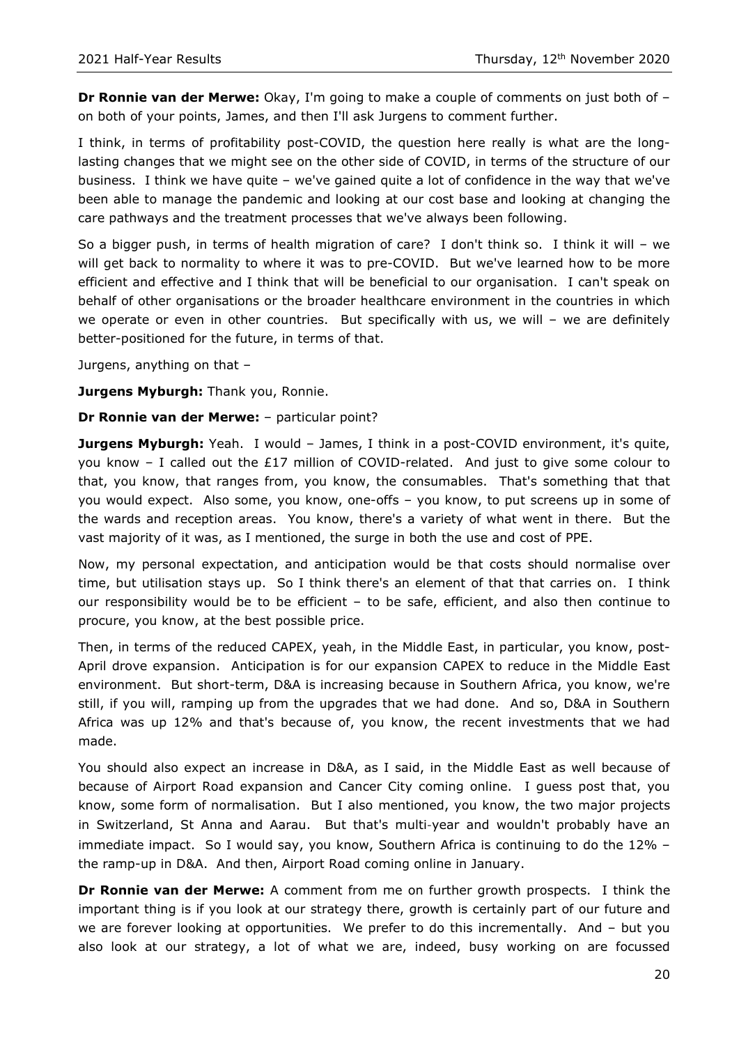**Dr Ronnie van der Merwe:** Okay, I'm going to make a couple of comments on just both of – on both of your points, James, and then I'll ask Jurgens to comment further.

I think, in terms of profitability post-COVID, the question here really is what are the long-lasting changes that we might see on the other side of COVID, in terms of the structure of our business. I think we have quite – we've gained quite a lot of confidence in the way that we've been able to manage the pandemic and looking at our cost base and looking at changing the care pathways and the treatment processes that we've always been following.

So a bigger push, in terms of health migration of care? I don't think so. I think it will – we will get back to normality to where it was to pre-COVID. But we've learned how to be more efficient and effective and I think that will be beneficial to our organisation. I can't speak on behalf of other organisations or the broader healthcare environment in the countries in which we operate or even in other countries. But specifically with us, we will – we are definitely better-positioned for the future, in terms of that.

Jurgens, anything on that –

**Jurgens Myburgh:** Thank you, Ronnie.

**Dr Ronnie van der Merwe:** – particular point?

**Jurgens Myburgh:** Yeah. I would – James, I think in a post-COVID environment, it's quite, you know – I called out the £17 million of COVID-related. And just to give some colour to that, you know, that ranges from, you know, the consumables. That's something that that you would expect. Also some, you know, one-offs – you know, to put screens up in some of the wards and reception areas. You know, there's a variety of what went in there. But the vast majority of it was, as I mentioned, the surge in both the use and cost of PPE.

Now, my personal expectation, and anticipation would be that costs should normalise over time, but utilisation stays up. So I think there's an element of that that carries on. I think our responsibility would be to be efficient – to be safe, efficient, and also then continue to procure, you know, at the best possible price.

Then, in terms of the reduced CAPEX, yeah, in the Middle East, in particular, you know, post-April drove expansion. Anticipation is for our expansion CAPEX to reduce in the Middle East environment. But short-term, D&A is increasing because in Southern Africa, you know, we're still, if you will, ramping up from the upgrades that we had done. And so, D&A in Southern Africa was up 12% and that's because of, you know, the recent investments that we had made.

You should also expect an increase in D&A, as I said, in the Middle East as well because of because of Airport Road expansion and Cancer City coming online. I guess post that, you know, some form of normalisation. But I also mentioned, you know, the two major projects in Switzerland, St Anna and Aarau. But that's multi-year and wouldn't probably have an immediate impact. So I would say, you know, Southern Africa is continuing to do the 12% – the ramp-up in D&A. And then, Airport Road coming online in January.

**Dr Ronnie van der Merwe:** A comment from me on further growth prospects. I think the important thing is if you look at our strategy there, growth is certainly part of our future and we are forever looking at opportunities. We prefer to do this incrementally. And – but you also look at our strategy, a lot of what we are, indeed, busy working on are focussed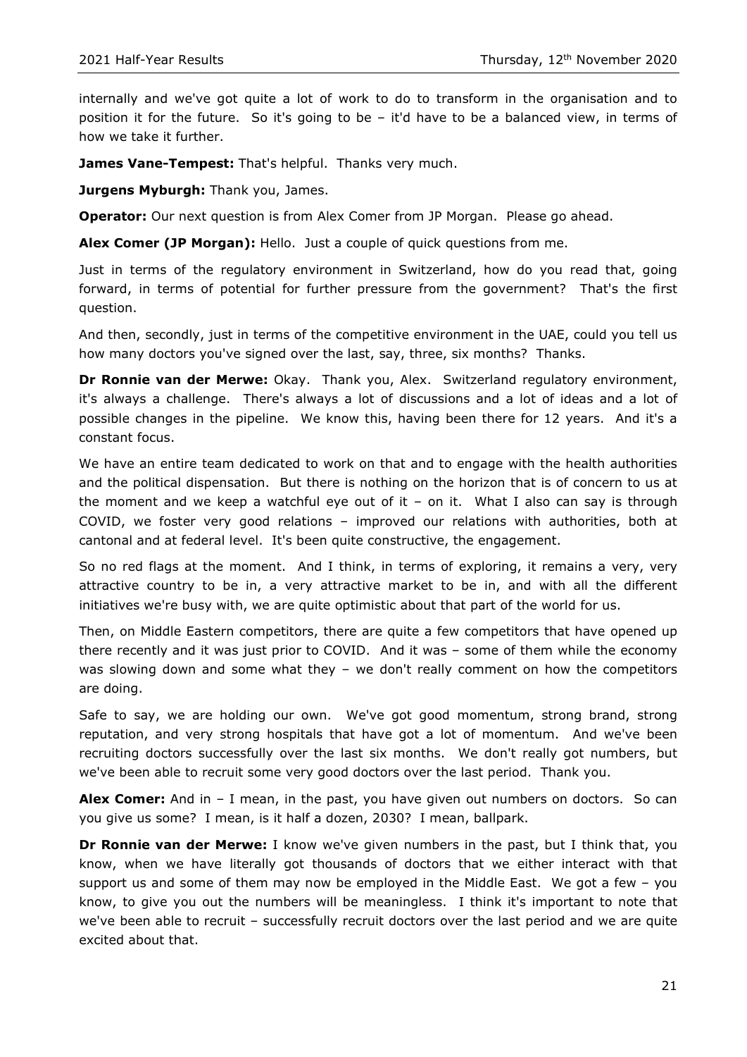internally and we've got quite a lot of work to do to transform in the organisation and to position it for the future. So it's going to be – it'd have to be a balanced view, in terms of how we take it further.

**James Vane-Tempest:** That's helpful. Thanks very much.

**Jurgens Myburgh:** Thank you, James.

**Operator:** Our next question is from Alex Comer from JP Morgan. Please go ahead.

**Alex Comer (JP Morgan):** Hello. Just a couple of quick questions from me.

Just in terms of the regulatory environment in Switzerland, how do you read that, going forward, in terms of potential for further pressure from the government? That's the first question.

And then, secondly, just in terms of the competitive environment in the UAE, could you tell us how many doctors you've signed over the last, say, three, six months? Thanks.

**Dr Ronnie van der Merwe:** Okay. Thank you, Alex. Switzerland regulatory environment, it's always a challenge. There's always a lot of discussions and a lot of ideas and a lot of possible changes in the pipeline. We know this, having been there for 12 years. And it's a constant focus.

We have an entire team dedicated to work on that and to engage with the health authorities and the political dispensation. But there is nothing on the horizon that is of concern to us at the moment and we keep a watchful eye out of it – on it. What I also can say is through COVID, we foster very good relations – improved our relations with authorities, both at cantonal and at federal level. It's been quite constructive, the engagement.

So no red flags at the moment. And I think, in terms of exploring, it remains a very, very attractive country to be in, a very attractive market to be in, and with all the different initiatives we're busy with, we are quite optimistic about that part of the world for us.

Then, on Middle Eastern competitors, there are quite a few competitors that have opened up there recently and it was just prior to COVID. And it was – some of them while the economy was slowing down and some what they – we don't really comment on how the competitors are doing.

Safe to say, we are holding our own. We've got good momentum, strong brand, strong reputation, and very strong hospitals that have got a lot of momentum. And we've been recruiting doctors successfully over the last six months. We don't really got numbers, but we've been able to recruit some very good doctors over the last period. Thank you.

**Alex Comer:** And in – I mean, in the past, you have given out numbers on doctors. So can you give us some? I mean, is it half a dozen, 2030? I mean, ballpark.

**Dr Ronnie van der Merwe:** I know we've given numbers in the past, but I think that, you know, when we have literally got thousands of doctors that we either interact with that support us and some of them may now be employed in the Middle East. We got a few – you know, to give you out the numbers will be meaningless. I think it's important to note that we've been able to recruit – successfully recruit doctors over the last period and we are quite excited about that.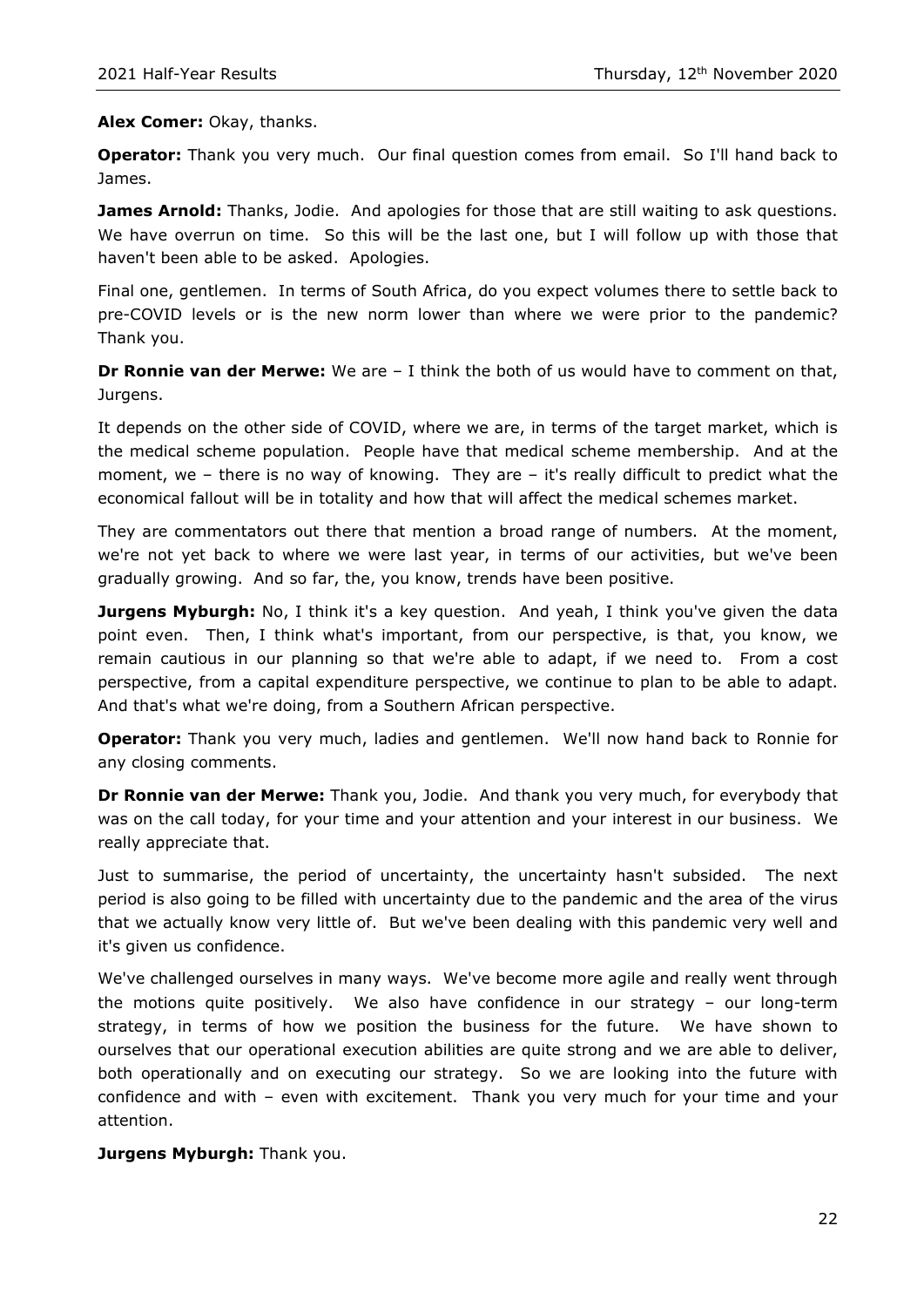**Alex Comer:** Okay, thanks.

**Operator:** Thank you very much. Our final question comes from email. So I'll hand back to James.

**James Arnold:** Thanks, Jodie. And apologies for those that are still waiting to ask questions. We have overrun on time. So this will be the last one, but I will follow up with those that haven't been able to be asked. Apologies.

Final one, gentlemen. In terms of South Africa, do you expect volumes there to settle back to pre-COVID levels or is the new norm lower than where we were prior to the pandemic? Thank you.

**Dr Ronnie van der Merwe:** We are – I think the both of us would have to comment on that, Jurgens.

It depends on the other side of COVID, where we are, in terms of the target market, which is the medical scheme population. People have that medical scheme membership. And at the moment, we – there is no way of knowing. They are – it's really difficult to predict what the economical fallout will be in totality and how that will affect the medical schemes market.

They are commentators out there that mention a broad range of numbers. At the moment, we're not yet back to where we were last year, in terms of our activities, but we've been gradually growing. And so far, the, you know, trends have been positive.

**Jurgens Myburgh:** No, I think it's a key question. And yeah, I think you've given the data point even. Then, I think what's important, from our perspective, is that, you know, we remain cautious in our planning so that we're able to adapt, if we need to. From a cost perspective, from a capital expenditure perspective, we continue to plan to be able to adapt. And that's what we're doing, from a Southern African perspective.

**Operator:** Thank you very much, ladies and gentlemen. We'll now hand back to Ronnie for any closing comments.

**Dr Ronnie van der Merwe:** Thank you, Jodie. And thank you very much, for everybody that was on the call today, for your time and your attention and your interest in our business. We really appreciate that.

Just to summarise, the period of uncertainty, the uncertainty hasn't subsided. The next period is also going to be filled with uncertainty due to the pandemic and the area of the virus that we actually know very little of. But we've been dealing with this pandemic very well and it's given us confidence.

We've challenged ourselves in many ways. We've become more agile and really went through the motions quite positively. We also have confidence in our strategy – our long-term strategy, in terms of how we position the business for the future. We have shown to ourselves that our operational execution abilities are quite strong and we are able to deliver, both operationally and on executing our strategy. So we are looking into the future with confidence and with – even with excitement. Thank you very much for your time and your attention.

**Jurgens Myburgh:** Thank you.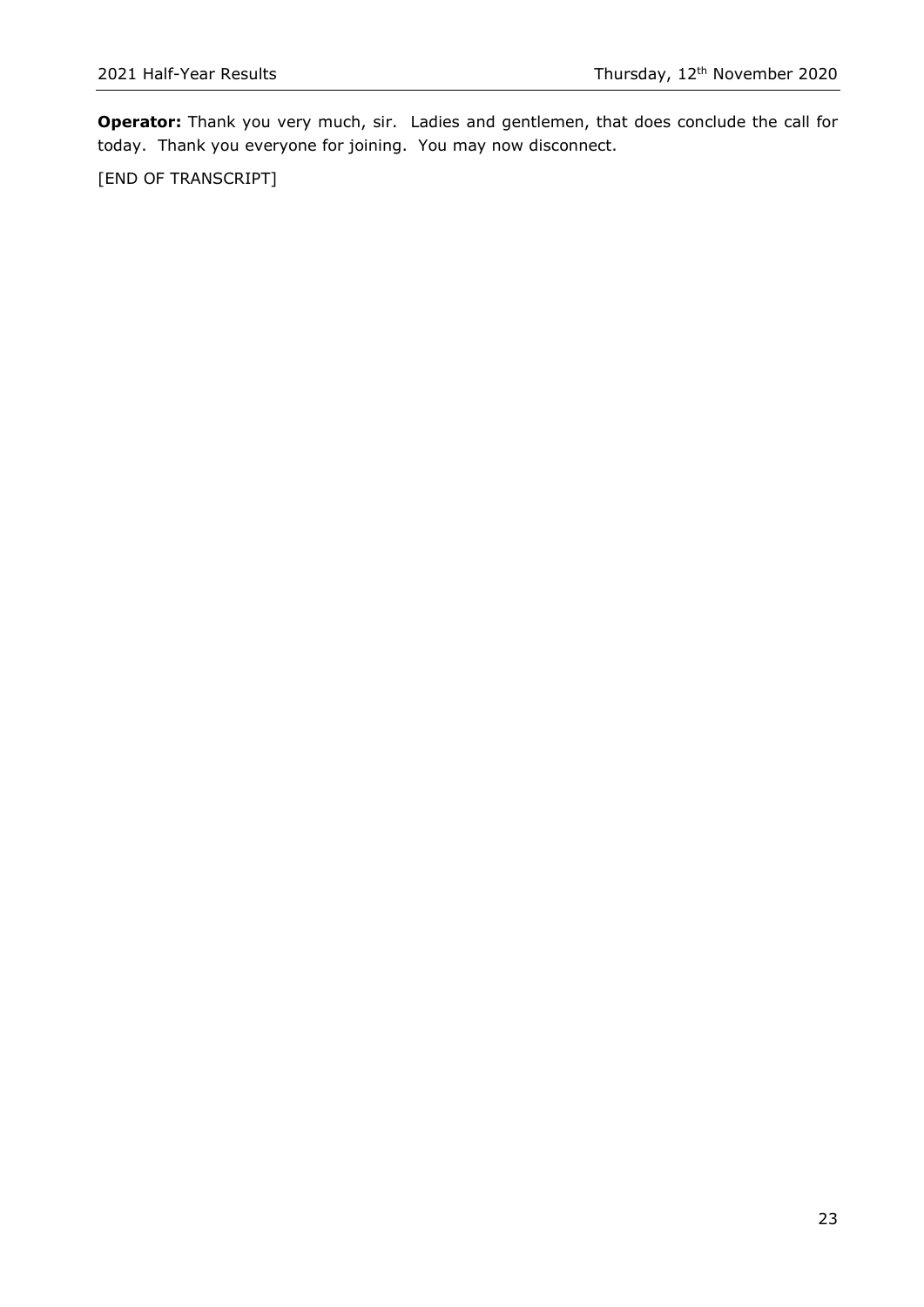**Operator:** Thank you very much, sir. Ladies and gentlemen, that does conclude the call for today. Thank you everyone for joining. You may now disconnect.

[END OF TRANSCRIPT]